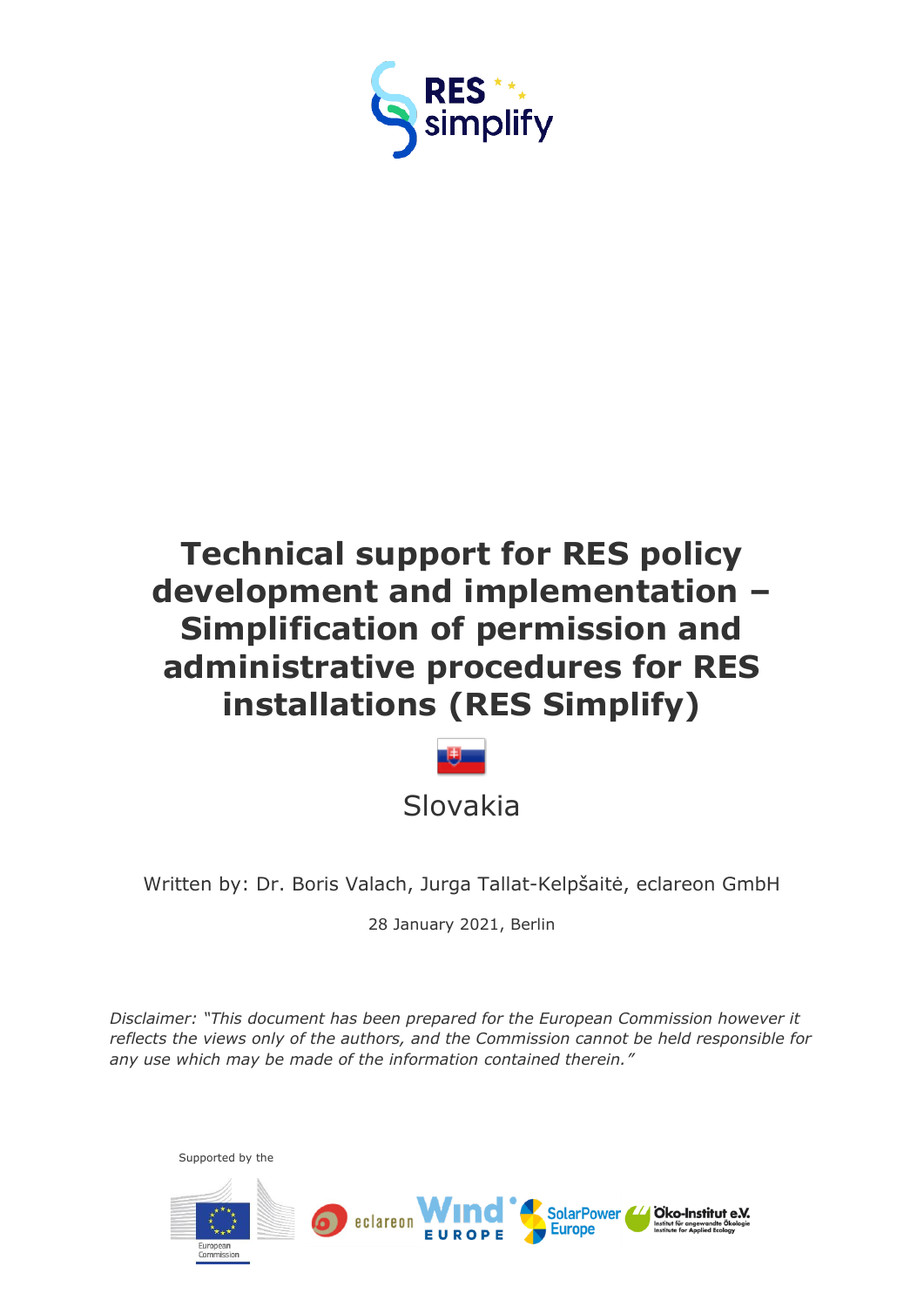RES simplify

# Technical support for RES policy development and implementation – Simplification of permission and administrative procedures for RES installations (RES Simplify)

Slovakia

Written by: Dr. Boris Valach, Jurga Tallat-Kelpšaitė, eclareon GmbH

28 January 2021, Berlin

*Disclaimer: "This document has been prepared for the European Commission however it reflects the views only of the authors, and the Commission cannot be held responsible for any use which may be made of the information contained therein."*

Supported by the

European Commission

eclareon

Wind EUROPE

SolarPower Europe

Öko-Institut e.V. Institut für angewandte Ökologie Institute for Applied Ecology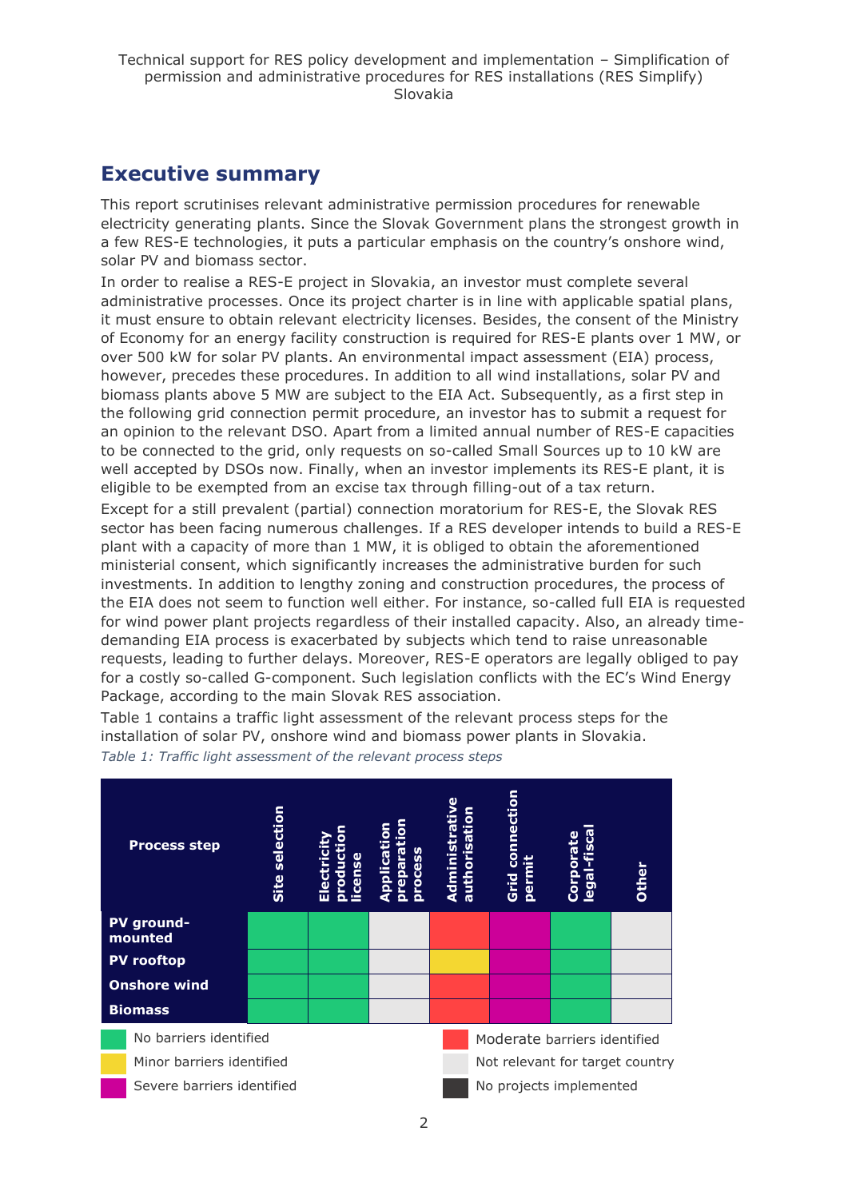# Executive summary

This report scrutinises relevant administrative permission procedures for renewable electricity generating plants. Since the Slovak Government plans the strongest growth in a few RES-E technologies, it puts a particular emphasis on the country's onshore wind, solar PV and biomass sector.

In order to realise a RES-E project in Slovakia, an investor must complete several administrative processes. Once its project charter is in line with applicable spatial plans, it must ensure to obtain relevant electricity licenses. Besides, the consent of the Ministry of Economy for an energy facility construction is required for RES-E plants over 1 MW, or over 500 kW for solar PV plants. An environmental impact assessment (EIA) process, however, precedes these procedures. In addition to all wind installations, solar PV and biomass plants above 5 MW are subject to the EIA Act. Subsequently, as a first step in the following grid connection permit procedure, an investor has to submit a request for an opinion to the relevant DSO. Apart from a limited annual number of RES-E capacities to be connected to the grid, only requests on so-called Small Sources up to 10 kW are well accepted by DSOs now. Finally, when an investor implements its RES-E plant, it is eligible to be exempted from an excise tax through filling-out of a tax return.

Except for a still prevalent (partial) connection moratorium for RES-E, the Slovak RES sector has been facing numerous challenges. If a RES developer intends to build a RES-E plant with a capacity of more than 1 MW, it is obliged to obtain the aforementioned ministerial consent, which significantly increases the administrative burden for such investments. In addition to lengthy zoning and construction procedures, the process of the EIA does not seem to function well either. For instance, so-called full EIA is requested for wind power plant projects regardless of their installed capacity. Also, an already time-demanding EIA process is exacerbated by subjects which tend to raise unreasonable requests, leading to further delays. Moreover, RES-E operators are legally obliged to pay for a costly so-called G-component. Such legislation conflicts with the EC's Wind Energy Package, according to the main Slovak RES association.

Table 1 contains a traffic light assessment of the relevant process steps for the installation of solar PV, onshore wind and biomass power plants in Slovakia.

*Table 1: Traffic light assessment of the relevant process steps*

| Process step | Site selection | Electricity production license | Application preparation process | Administrative authorisation | Grid connection permit | Corporate legal-fiscal | Other |
|---|---|---|---|---|---|---|---|
| **PV ground-mounted** | No barriers identified | No barriers identified | Not relevant for target country | Moderate barriers identified | Severe barriers identified | No barriers identified | Not relevant for target country |
| **PV rooftop** | No barriers identified | No barriers identified | Not relevant for target country | Minor barriers identified | Severe barriers identified | No barriers identified | Not relevant for target country |
| **Onshore wind** | No barriers identified | No barriers identified | Not relevant for target country | Moderate barriers identified | Severe barriers identified | No barriers identified | Not relevant for target country |
| **Biomass** | No barriers identified | No barriers identified | Not relevant for target country | Moderate barriers identified | Severe barriers identified | No barriers identified | Not relevant for target country |

Legend: No barriers identified (green); Minor barriers identified (yellow); Severe barriers identified (magenta); Moderate barriers identified (red); Not relevant for target country (grey); No projects implemented (dark grey)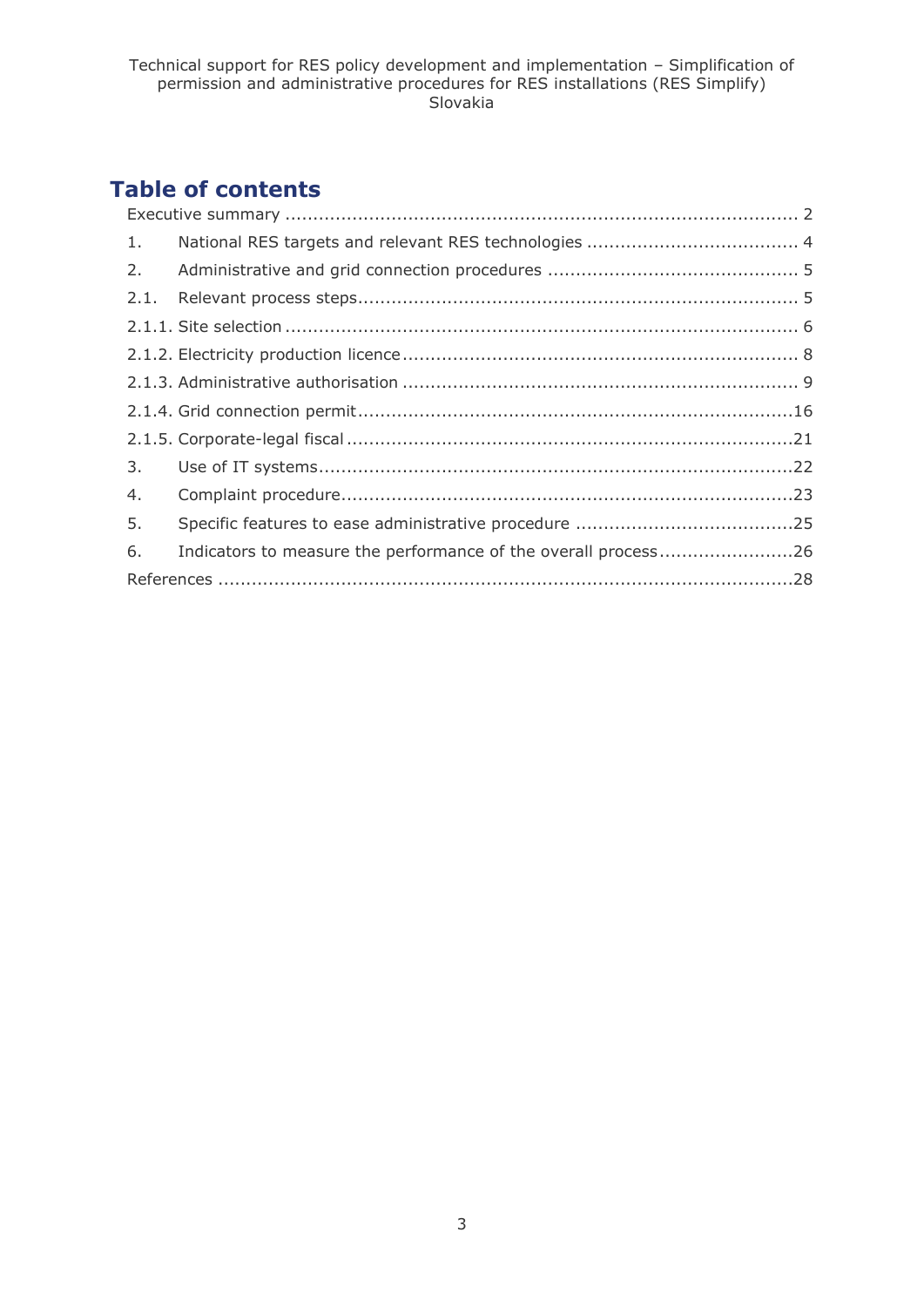# Table of contents

Executive summary .......................................................................................... 2

1. National RES targets and relevant RES technologies ..................................... 4
2. Administrative and grid connection procedures ............................................ 5

2.1. Relevant process steps.............................................................................. 5

2.1.1. Site selection ........................................................................................... 6

2.1.2. Electricity production licence ...................................................................... 8

2.1.3. Administrative authorisation ...................................................................... 9

2.1.4. Grid connection permit.............................................................................16

2.1.5. Corporate-legal fiscal ...............................................................................21

3. Use of IT systems....................................................................................22
4. Complaint procedure................................................................................23
5. Specific features to ease administrative procedure .......................................25
6. Indicators to measure the performance of the overall process........................26

References .....................................................................................................28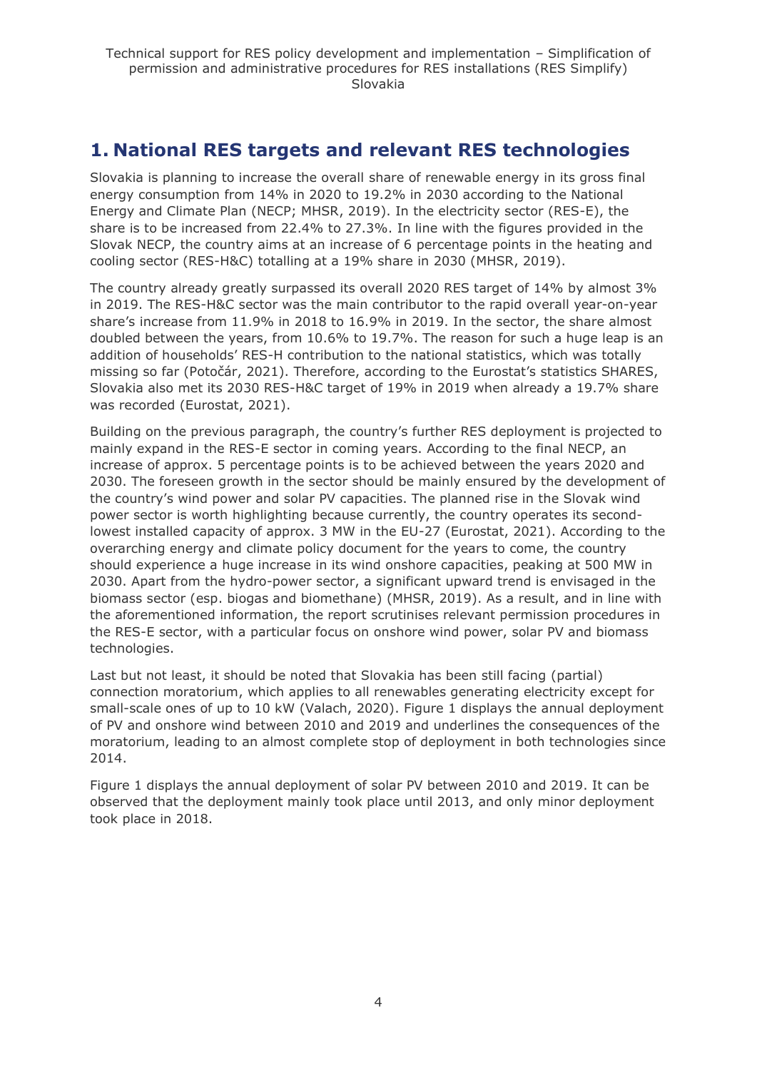# 1. National RES targets and relevant RES technologies

Slovakia is planning to increase the overall share of renewable energy in its gross final energy consumption from 14% in 2020 to 19.2% in 2030 according to the National Energy and Climate Plan (NECP; MHSR, 2019). In the electricity sector (RES-E), the share is to be increased from 22.4% to 27.3%. In line with the figures provided in the Slovak NECP, the country aims at an increase of 6 percentage points in the heating and cooling sector (RES-H&C) totalling at a 19% share in 2030 (MHSR, 2019).

The country already greatly surpassed its overall 2020 RES target of 14% by almost 3% in 2019. The RES-H&C sector was the main contributor to the rapid overall year-on-year share's increase from 11.9% in 2018 to 16.9% in 2019. In the sector, the share almost doubled between the years, from 10.6% to 19.7%. The reason for such a huge leap is an addition of households' RES-H contribution to the national statistics, which was totally missing so far (Potočár, 2021). Therefore, according to the Eurostat's statistics SHARES, Slovakia also met its 2030 RES-H&C target of 19% in 2019 when already a 19.7% share was recorded (Eurostat, 2021).

Building on the previous paragraph, the country's further RES deployment is projected to mainly expand in the RES-E sector in coming years. According to the final NECP, an increase of approx. 5 percentage points is to be achieved between the years 2020 and 2030. The foreseen growth in the sector should be mainly ensured by the development of the country's wind power and solar PV capacities. The planned rise in the Slovak wind power sector is worth highlighting because currently, the country operates its second-lowest installed capacity of approx. 3 MW in the EU-27 (Eurostat, 2021). According to the overarching energy and climate policy document for the years to come, the country should experience a huge increase in its wind onshore capacities, peaking at 500 MW in 2030. Apart from the hydro-power sector, a significant upward trend is envisaged in the biomass sector (esp. biogas and biomethane) (MHSR, 2019). As a result, and in line with the aforementioned information, the report scrutinises relevant permission procedures in the RES-E sector, with a particular focus on onshore wind power, solar PV and biomass technologies.

Last but not least, it should be noted that Slovakia has been still facing (partial) connection moratorium, which applies to all renewables generating electricity except for small-scale ones of up to 10 kW (Valach, 2020). Figure 1 displays the annual deployment of PV and onshore wind between 2010 and 2019 and underlines the consequences of the moratorium, leading to an almost complete stop of deployment in both technologies since 2014.

Figure 1 displays the annual deployment of solar PV between 2010 and 2019. It can be observed that the deployment mainly took place until 2013, and only minor deployment took place in 2018.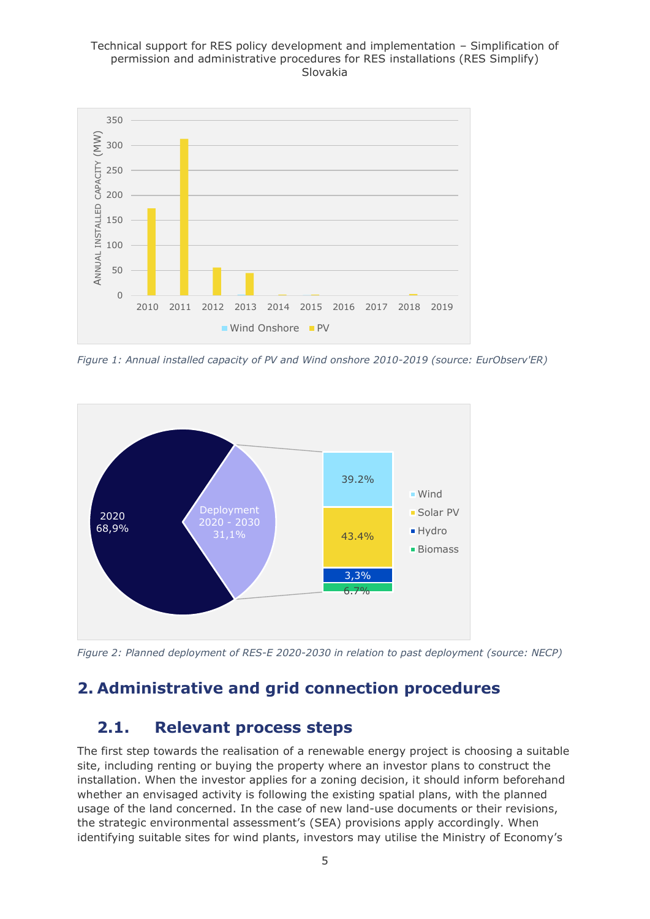Figure 1: Annual installed capacity of PV and Wind onshore 2010-2019 (source: EurObserv'ER)

Figure 2: Planned deployment of RES-E 2020-2030 in relation to past deployment (source: NECP)

## 2. Administrative and grid connection procedures

### 2.1. Relevant process steps

The first step towards the realisation of a renewable energy project is choosing a suitable site, including renting or buying the property where an investor plans to construct the installation. When the investor applies for a zoning decision, it should inform beforehand whether an envisaged activity is following the existing spatial plans, with the planned usage of the land concerned. In the case of new land-use documents or their revisions, the strategic environmental assessment's (SEA) provisions apply accordingly. When identifying suitable sites for wind plants, investors may utilise the Ministry of Economy's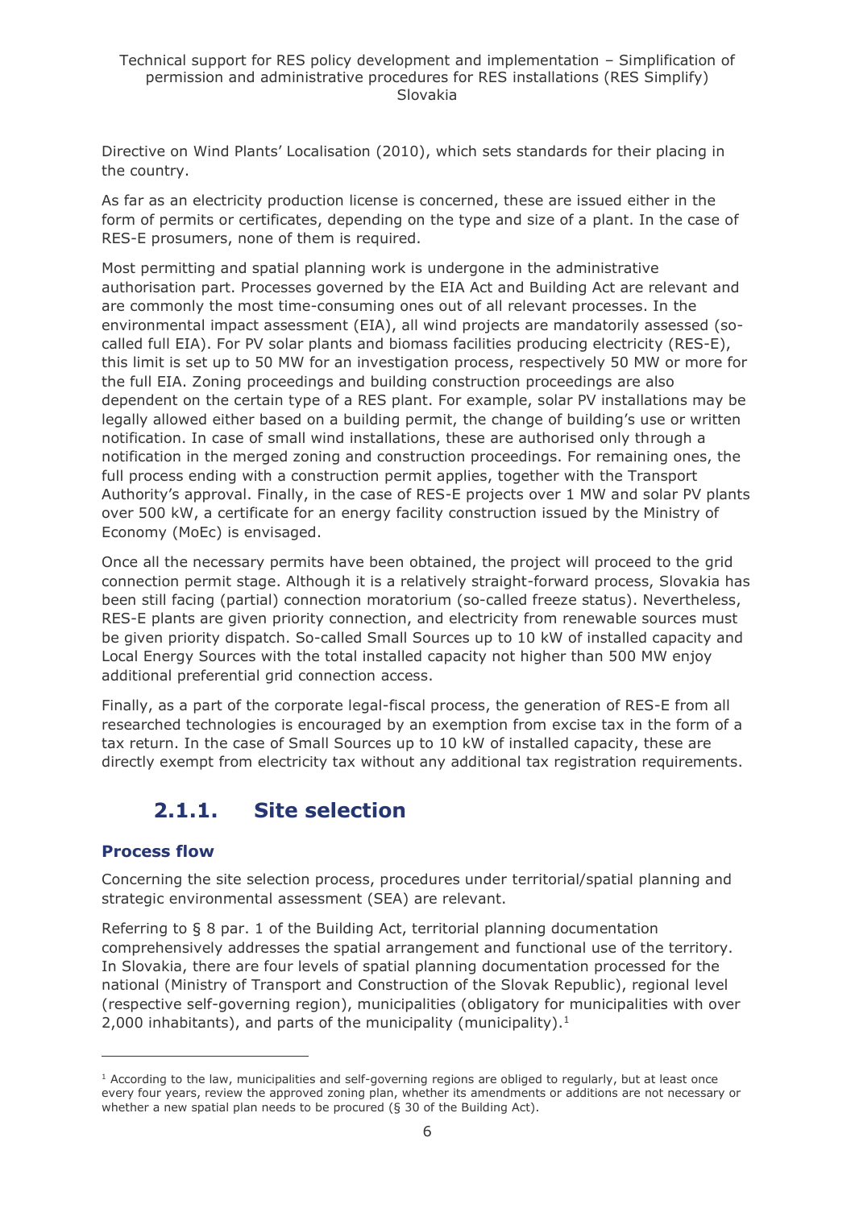Directive on Wind Plants' Localisation (2010), which sets standards for their placing in the country.

As far as an electricity production license is concerned, these are issued either in the form of permits or certificates, depending on the type and size of a plant. In the case of RES-E prosumers, none of them is required.

Most permitting and spatial planning work is undergone in the administrative authorisation part. Processes governed by the EIA Act and Building Act are relevant and are commonly the most time-consuming ones out of all relevant processes. In the environmental impact assessment (EIA), all wind projects are mandatorily assessed (so-called full EIA). For PV solar plants and biomass facilities producing electricity (RES-E), this limit is set up to 50 MW for an investigation process, respectively 50 MW or more for the full EIA. Zoning proceedings and building construction proceedings are also dependent on the certain type of a RES plant. For example, solar PV installations may be legally allowed either based on a building permit, the change of building's use or written notification. In case of small wind installations, these are authorised only through a notification in the merged zoning and construction proceedings. For remaining ones, the full process ending with a construction permit applies, together with the Transport Authority's approval. Finally, in the case of RES-E projects over 1 MW and solar PV plants over 500 kW, a certificate for an energy facility construction issued by the Ministry of Economy (MoEc) is envisaged.

Once all the necessary permits have been obtained, the project will proceed to the grid connection permit stage. Although it is a relatively straight-forward process, Slovakia has been still facing (partial) connection moratorium (so-called freeze status). Nevertheless, RES-E plants are given priority connection, and electricity from renewable sources must be given priority dispatch. So-called Small Sources up to 10 kW of installed capacity and Local Energy Sources with the total installed capacity not higher than 500 MW enjoy additional preferential grid connection access.

Finally, as a part of the corporate legal-fiscal process, the generation of RES-E from all researched technologies is encouraged by an exemption from excise tax in the form of a tax return. In the case of Small Sources up to 10 kW of installed capacity, these are directly exempt from electricity tax without any additional tax registration requirements.

### 2.1.1. Site selection

#### Process flow

Concerning the site selection process, procedures under territorial/spatial planning and strategic environmental assessment (SEA) are relevant.

Referring to § 8 par. 1 of the Building Act, territorial planning documentation comprehensively addresses the spatial arrangement and functional use of the territory. In Slovakia, there are four levels of spatial planning documentation processed for the national (Ministry of Transport and Construction of the Slovak Republic), regional level (respective self-governing region), municipalities (obligatory for municipalities with over 2,000 inhabitants), and parts of the municipality (municipality).[1]

[1] According to the law, municipalities and self-governing regions are obliged to regularly, but at least once every four years, review the approved zoning plan, whether its amendments or additions are not necessary or whether a new spatial plan needs to be procured (§ 30 of the Building Act).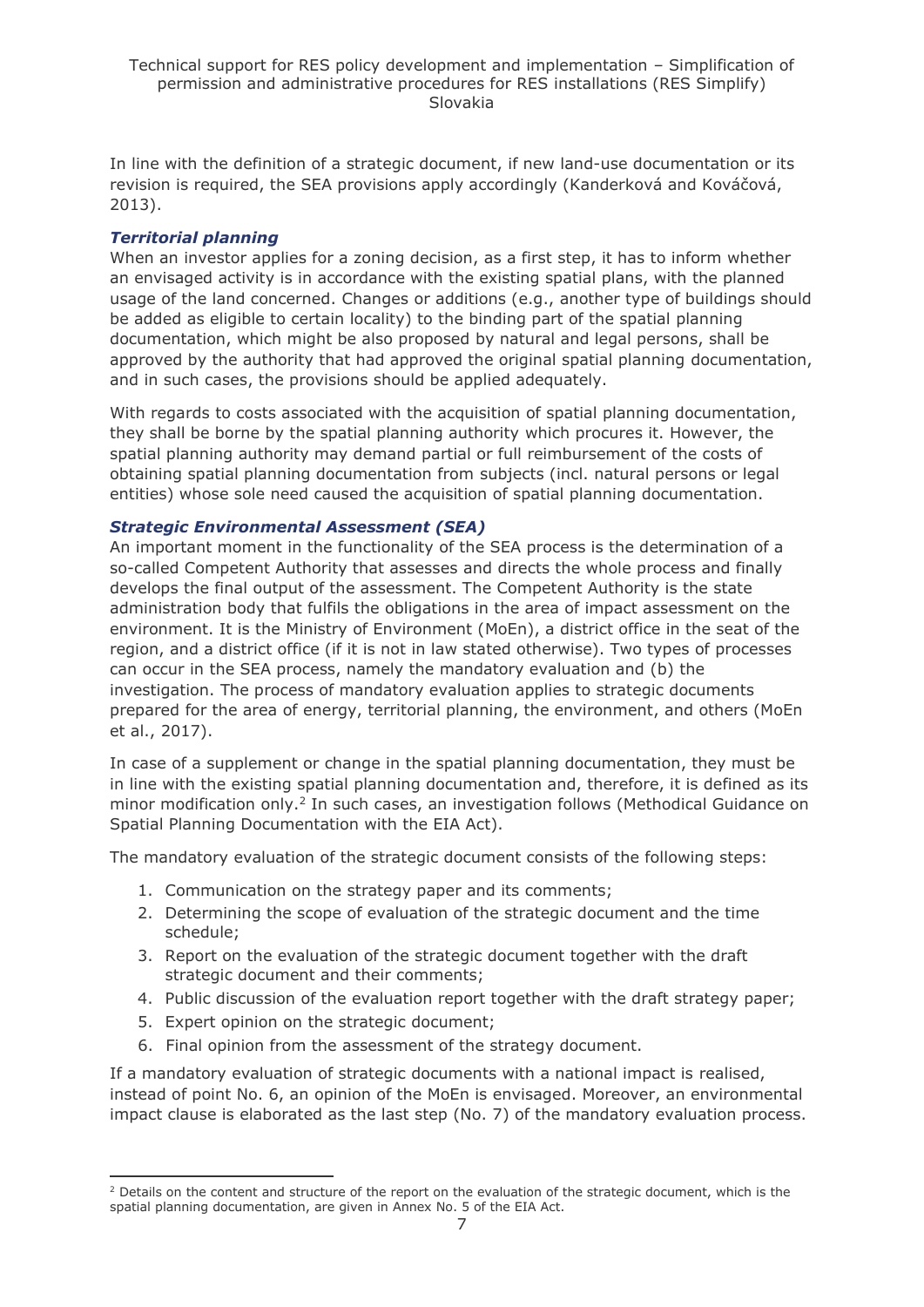In line with the definition of a strategic document, if new land-use documentation or its revision is required, the SEA provisions apply accordingly (Kanderková and Kováčová, 2013).

### *Territorial planning*

When an investor applies for a zoning decision, as a first step, it has to inform whether an envisaged activity is in accordance with the existing spatial plans, with the planned usage of the land concerned. Changes or additions (e.g., another type of buildings should be added as eligible to certain locality) to the binding part of the spatial planning documentation, which might be also proposed by natural and legal persons, shall be approved by the authority that had approved the original spatial planning documentation, and in such cases, the provisions should be applied adequately.

With regards to costs associated with the acquisition of spatial planning documentation, they shall be borne by the spatial planning authority which procures it. However, the spatial planning authority may demand partial or full reimbursement of the costs of obtaining spatial planning documentation from subjects (incl. natural persons or legal entities) whose sole need caused the acquisition of spatial planning documentation.

### *Strategic Environmental Assessment (SEA)*

An important moment in the functionality of the SEA process is the determination of a so-called Competent Authority that assesses and directs the whole process and finally develops the final output of the assessment. The Competent Authority is the state administration body that fulfils the obligations in the area of impact assessment on the environment. It is the Ministry of Environment (MoEn), a district office in the seat of the region, and a district office (if it is not in law stated otherwise). Two types of processes can occur in the SEA process, namely the mandatory evaluation and (b) the investigation. The process of mandatory evaluation applies to strategic documents prepared for the area of energy, territorial planning, the environment, and others (MoEn et al., 2017).

In case of a supplement or change in the spatial planning documentation, they must be in line with the existing spatial planning documentation and, therefore, it is defined as its minor modification only.[2] In such cases, an investigation follows (Methodical Guidance on Spatial Planning Documentation with the EIA Act).

The mandatory evaluation of the strategic document consists of the following steps:

1. Communication on the strategy paper and its comments;
2. Determining the scope of evaluation of the strategic document and the time schedule;
3. Report on the evaluation of the strategic document together with the draft strategic document and their comments;
4. Public discussion of the evaluation report together with the draft strategy paper;
5. Expert opinion on the strategic document;
6. Final opinion from the assessment of the strategy document.

If a mandatory evaluation of strategic documents with a national impact is realised, instead of point No. 6, an opinion of the MoEn is envisaged. Moreover, an environmental impact clause is elaborated as the last step (No. 7) of the mandatory evaluation process.

[2] Details on the content and structure of the report on the evaluation of the strategic document, which is the spatial planning documentation, are given in Annex No. 5 of the EIA Act.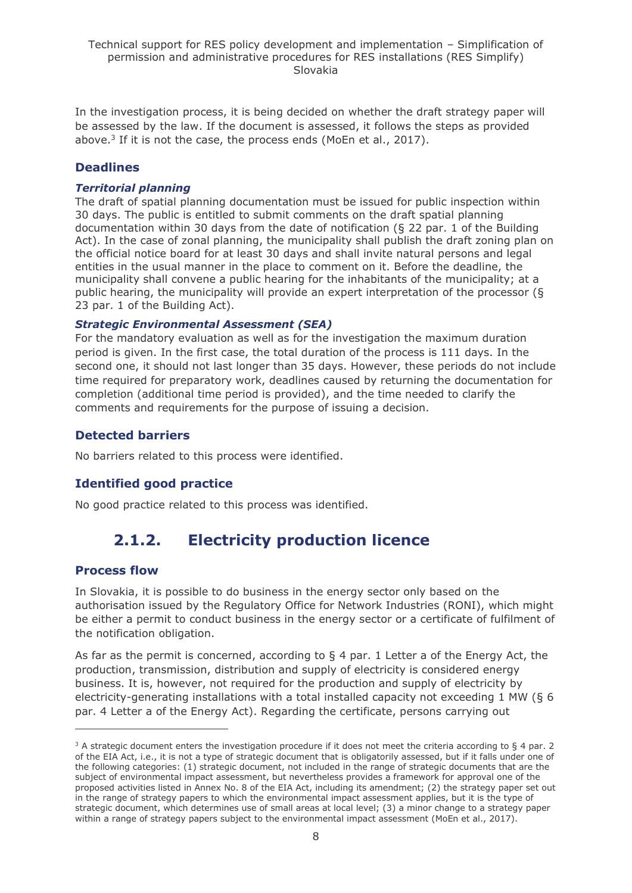In the investigation process, it is being decided on whether the draft strategy paper will be assessed by the law. If the document is assessed, it follows the steps as provided above.[3] If it is not the case, the process ends (MoEn et al., 2017).

### Deadlines

#### *Territorial planning*

The draft of spatial planning documentation must be issued for public inspection within 30 days. The public is entitled to submit comments on the draft spatial planning documentation within 30 days from the date of notification (§ 22 par. 1 of the Building Act). In the case of zonal planning, the municipality shall publish the draft zoning plan on the official notice board for at least 30 days and shall invite natural persons and legal entities in the usual manner in the place to comment on it. Before the deadline, the municipality shall convene a public hearing for the inhabitants of the municipality; at a public hearing, the municipality will provide an expert interpretation of the processor (§ 23 par. 1 of the Building Act).

#### *Strategic Environmental Assessment (SEA)*

For the mandatory evaluation as well as for the investigation the maximum duration period is given. In the first case, the total duration of the process is 111 days. In the second one, it should not last longer than 35 days. However, these periods do not include time required for preparatory work, deadlines caused by returning the documentation for completion (additional time period is provided), and the time needed to clarify the comments and requirements for the purpose of issuing a decision.

### Detected barriers

No barriers related to this process were identified.

### Identified good practice

No good practice related to this process was identified.

## 2.1.2. Electricity production licence

### Process flow

In Slovakia, it is possible to do business in the energy sector only based on the authorisation issued by the Regulatory Office for Network Industries (RONI), which might be either a permit to conduct business in the energy sector or a certificate of fulfilment of the notification obligation.

As far as the permit is concerned, according to § 4 par. 1 Letter a of the Energy Act, the production, transmission, distribution and supply of electricity is considered energy business. It is, however, not required for the production and supply of electricity by electricity-generating installations with a total installed capacity not exceeding 1 MW (§ 6 par. 4 Letter a of the Energy Act). Regarding the certificate, persons carrying out

---

[3] A strategic document enters the investigation procedure if it does not meet the criteria according to § 4 par. 2 of the EIA Act, i.e., it is not a type of strategic document that is obligatorily assessed, but if it falls under one of the following categories: (1) strategic document, not included in the range of strategic documents that are the subject of environmental impact assessment, but nevertheless provides a framework for approval one of the proposed activities listed in Annex No. 8 of the EIA Act, including its amendment; (2) the strategy paper set out in the range of strategy papers to which the environmental impact assessment applies, but it is the type of strategic document, which determines use of small areas at local level; (3) a minor change to a strategy paper within a range of strategy papers subject to the environmental impact assessment (MoEn et al., 2017).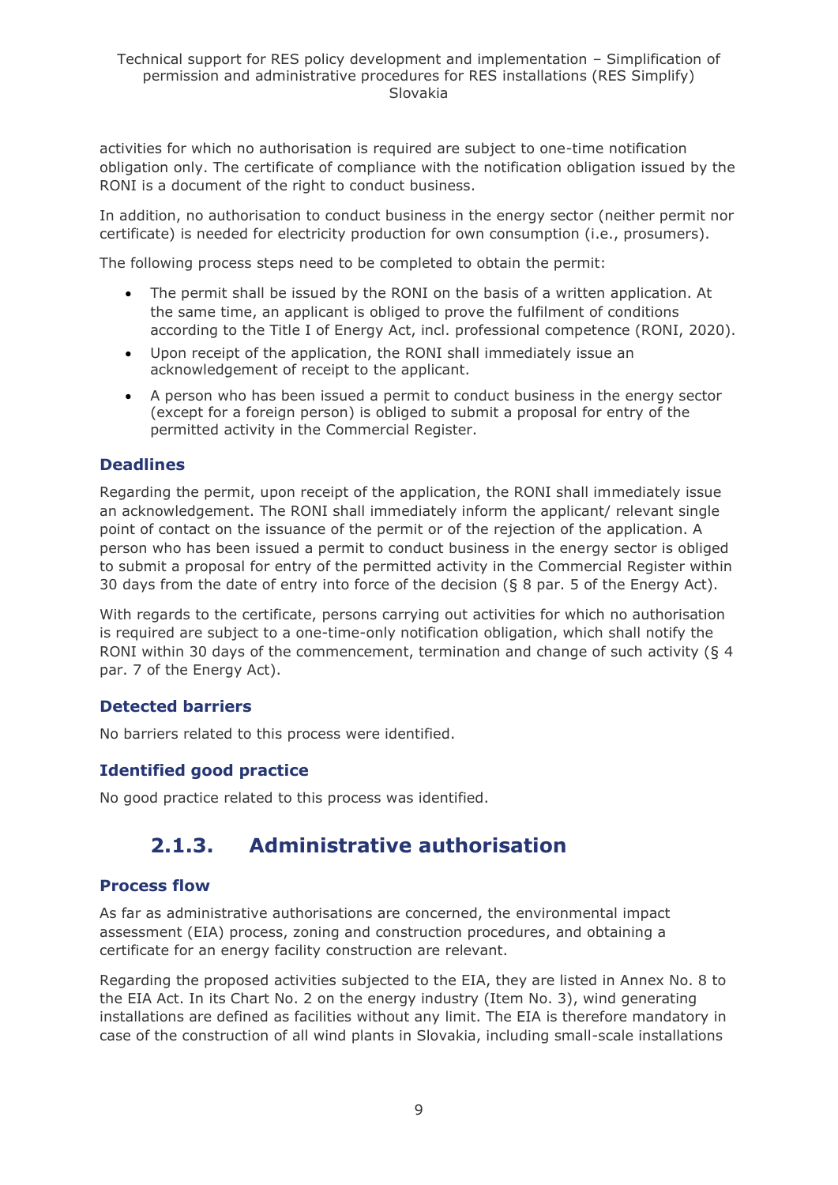activities for which no authorisation is required are subject to one-time notification obligation only. The certificate of compliance with the notification obligation issued by the RONI is a document of the right to conduct business.

In addition, no authorisation to conduct business in the energy sector (neither permit nor certificate) is needed for electricity production for own consumption (i.e., prosumers).

The following process steps need to be completed to obtain the permit:

- The permit shall be issued by the RONI on the basis of a written application. At the same time, an applicant is obliged to prove the fulfilment of conditions according to the Title I of Energy Act, incl. professional competence (RONI, 2020).
- Upon receipt of the application, the RONI shall immediately issue an acknowledgement of receipt to the applicant.
- A person who has been issued a permit to conduct business in the energy sector (except for a foreign person) is obliged to submit a proposal for entry of the permitted activity in the Commercial Register.

### Deadlines

Regarding the permit, upon receipt of the application, the RONI shall immediately issue an acknowledgement. The RONI shall immediately inform the applicant/ relevant single point of contact on the issuance of the permit or of the rejection of the application. A person who has been issued a permit to conduct business in the energy sector is obliged to submit a proposal for entry of the permitted activity in the Commercial Register within 30 days from the date of entry into force of the decision (§ 8 par. 5 of the Energy Act).

With regards to the certificate, persons carrying out activities for which no authorisation is required are subject to a one-time-only notification obligation, which shall notify the RONI within 30 days of the commencement, termination and change of such activity (§ 4 par. 7 of the Energy Act).

### Detected barriers

No barriers related to this process were identified.

### Identified good practice

No good practice related to this process was identified.

## 2.1.3. Administrative authorisation

### Process flow

As far as administrative authorisations are concerned, the environmental impact assessment (EIA) process, zoning and construction procedures, and obtaining a certificate for an energy facility construction are relevant.

Regarding the proposed activities subjected to the EIA, they are listed in Annex No. 8 to the EIA Act. In its Chart No. 2 on the energy industry (Item No. 3), wind generating installations are defined as facilities without any limit. The EIA is therefore mandatory in case of the construction of all wind plants in Slovakia, including small-scale installations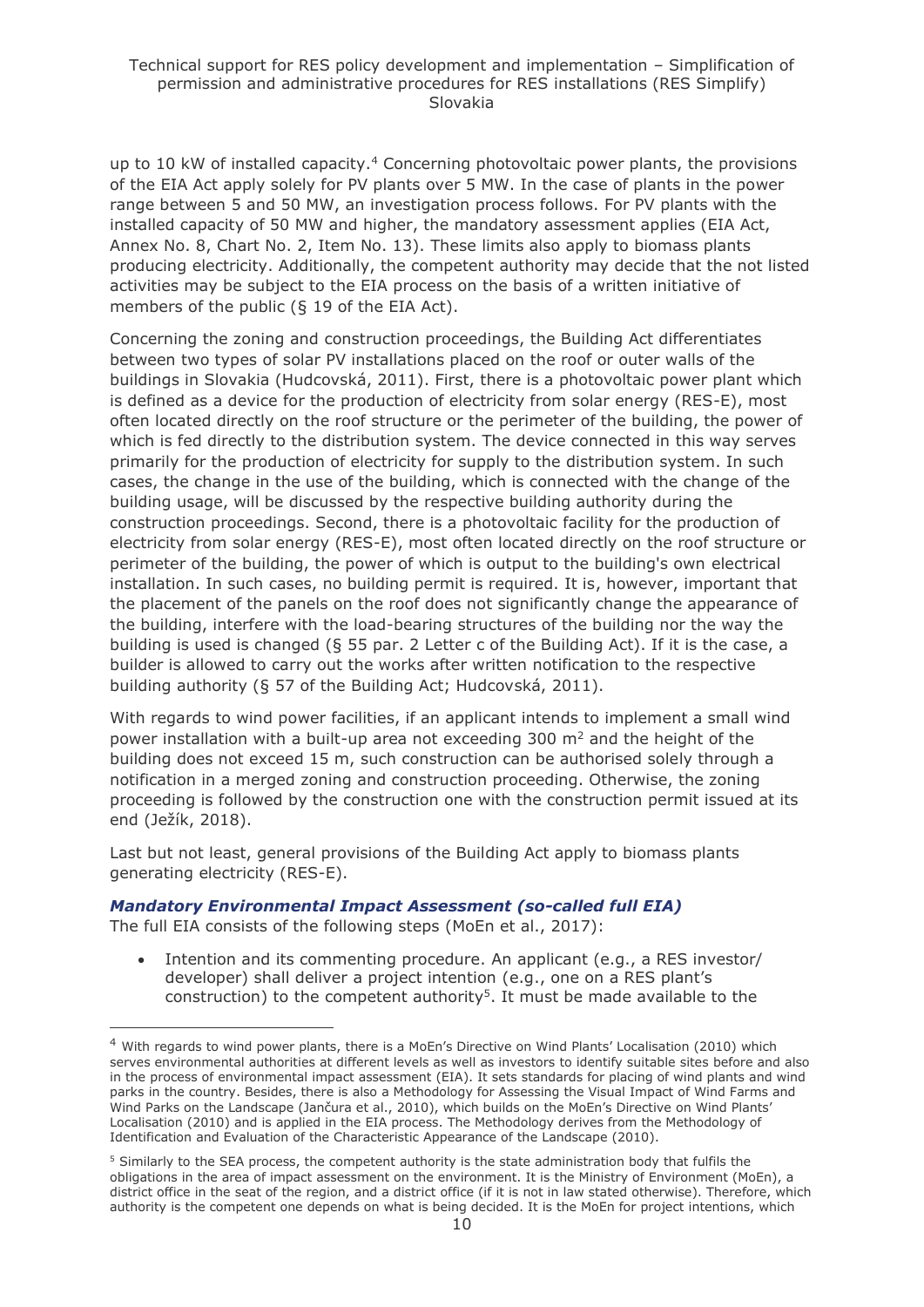up to 10 kW of installed capacity.[4] Concerning photovoltaic power plants, the provisions of the EIA Act apply solely for PV plants over 5 MW. In the case of plants in the power range between 5 and 50 MW, an investigation process follows. For PV plants with the installed capacity of 50 MW and higher, the mandatory assessment applies (EIA Act, Annex No. 8, Chart No. 2, Item No. 13). These limits also apply to biomass plants producing electricity. Additionally, the competent authority may decide that the not listed activities may be subject to the EIA process on the basis of a written initiative of members of the public (§ 19 of the EIA Act).

Concerning the zoning and construction proceedings, the Building Act differentiates between two types of solar PV installations placed on the roof or outer walls of the buildings in Slovakia (Hudcovská, 2011). First, there is a photovoltaic power plant which is defined as a device for the production of electricity from solar energy (RES-E), most often located directly on the roof structure or the perimeter of the building, the power of which is fed directly to the distribution system. The device connected in this way serves primarily for the production of electricity for supply to the distribution system. In such cases, the change in the use of the building, which is connected with the change of the building usage, will be discussed by the respective building authority during the construction proceedings. Second, there is a photovoltaic facility for the production of electricity from solar energy (RES-E), most often located directly on the roof structure or perimeter of the building, the power of which is output to the building's own electrical installation. In such cases, no building permit is required. It is, however, important that the placement of the panels on the roof does not significantly change the appearance of the building, interfere with the load-bearing structures of the building nor the way the building is used is changed (§ 55 par. 2 Letter c of the Building Act). If it is the case, a builder is allowed to carry out the works after written notification to the respective building authority (§ 57 of the Building Act; Hudcovská, 2011).

With regards to wind power facilities, if an applicant intends to implement a small wind power installation with a built-up area not exceeding 300 m$^2$ and the height of the building does not exceed 15 m, such construction can be authorised solely through a notification in a merged zoning and construction proceeding. Otherwise, the zoning proceeding is followed by the construction one with the construction permit issued at its end (Ježík, 2018).

Last but not least, general provisions of the Building Act apply to biomass plants generating electricity (RES-E).

***Mandatory Environmental Impact Assessment (so-called full EIA)***

The full EIA consists of the following steps (MoEn et al., 2017):

- Intention and its commenting procedure. An applicant (e.g., a RES investor/ developer) shall deliver a project intention (e.g., one on a RES plant's construction) to the competent authority[5]. It must be made available to the

---

[4] With regards to wind power plants, there is a MoEn's Directive on Wind Plants' Localisation (2010) which serves environmental authorities at different levels as well as investors to identify suitable sites before and also in the process of environmental impact assessment (EIA). It sets standards for placing of wind plants and wind parks in the country. Besides, there is also a Methodology for Assessing the Visual Impact of Wind Farms and Wind Parks on the Landscape (Jančura et al., 2010), which builds on the MoEn's Directive on Wind Plants' Localisation (2010) and is applied in the EIA process. The Methodology derives from the Methodology of Identification and Evaluation of the Characteristic Appearance of the Landscape (2010).

[5] Similarly to the SEA process, the competent authority is the state administration body that fulfils the obligations in the area of impact assessment on the environment. It is the Ministry of Environment (MoEn), a district office in the seat of the region, and a district office (if it is not in law stated otherwise). Therefore, which authority is the competent one depends on what is being decided. It is the MoEn for project intentions, which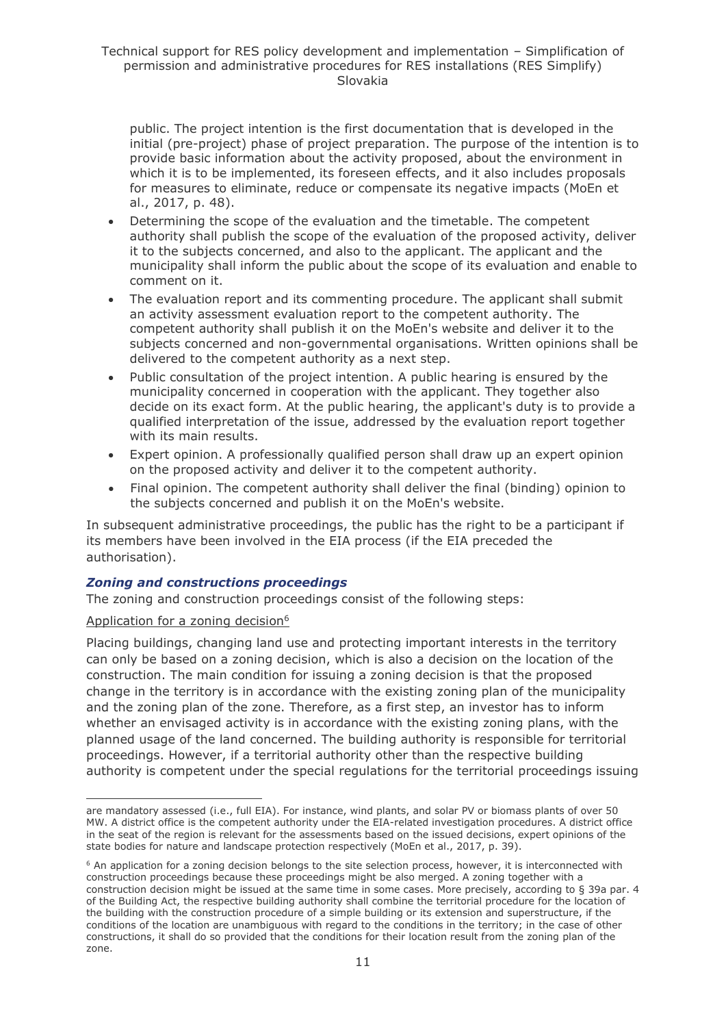public. The project intention is the first documentation that is developed in the initial (pre-project) phase of project preparation. The purpose of the intention is to provide basic information about the activity proposed, about the environment in which it is to be implemented, its foreseen effects, and it also includes proposals for measures to eliminate, reduce or compensate its negative impacts (MoEn et al., 2017, p. 48).

- Determining the scope of the evaluation and the timetable. The competent authority shall publish the scope of the evaluation of the proposed activity, deliver it to the subjects concerned, and also to the applicant. The applicant and the municipality shall inform the public about the scope of its evaluation and enable to comment on it.
- The evaluation report and its commenting procedure. The applicant shall submit an activity assessment evaluation report to the competent authority. The competent authority shall publish it on the MoEn's website and deliver it to the subjects concerned and non-governmental organisations. Written opinions shall be delivered to the competent authority as a next step.
- Public consultation of the project intention. A public hearing is ensured by the municipality concerned in cooperation with the applicant. They together also decide on its exact form. At the public hearing, the applicant's duty is to provide a qualified interpretation of the issue, addressed by the evaluation report together with its main results.
- Expert opinion. A professionally qualified person shall draw up an expert opinion on the proposed activity and deliver it to the competent authority.
- Final opinion. The competent authority shall deliver the final (binding) opinion to the subjects concerned and publish it on the MoEn's website.

In subsequent administrative proceedings, the public has the right to be a participant if its members have been involved in the EIA process (if the EIA preceded the authorisation).

### *Zoning and constructions proceedings*

The zoning and construction proceedings consist of the following steps:

Application for a zoning decision[6]

Placing buildings, changing land use and protecting important interests in the territory can only be based on a zoning decision, which is also a decision on the location of the construction. The main condition for issuing a zoning decision is that the proposed change in the territory is in accordance with the existing zoning plan of the municipality and the zoning plan of the zone. Therefore, as a first step, an investor has to inform whether an envisaged activity is in accordance with the existing zoning plans, with the planned usage of the land concerned. The building authority is responsible for territorial proceedings. However, if a territorial authority other than the respective building authority is competent under the special regulations for the territorial proceedings issuing

---

are mandatory assessed (i.e., full EIA). For instance, wind plants, and solar PV or biomass plants of over 50 MW. A district office is the competent authority under the EIA-related investigation procedures. A district office in the seat of the region is relevant for the assessments based on the issued decisions, expert opinions of the state bodies for nature and landscape protection respectively (MoEn et al., 2017, p. 39).

[6] An application for a zoning decision belongs to the site selection process, however, it is interconnected with construction proceedings because these proceedings might be also merged. A zoning together with a construction decision might be issued at the same time in some cases. More precisely, according to § 39a par. 4 of the Building Act, the respective building authority shall combine the territorial procedure for the location of the building with the construction procedure of a simple building or its extension and superstructure, if the conditions of the location are unambiguous with regard to the conditions in the territory; in the case of other constructions, it shall do so provided that the conditions for their location result from the zoning plan of the zone.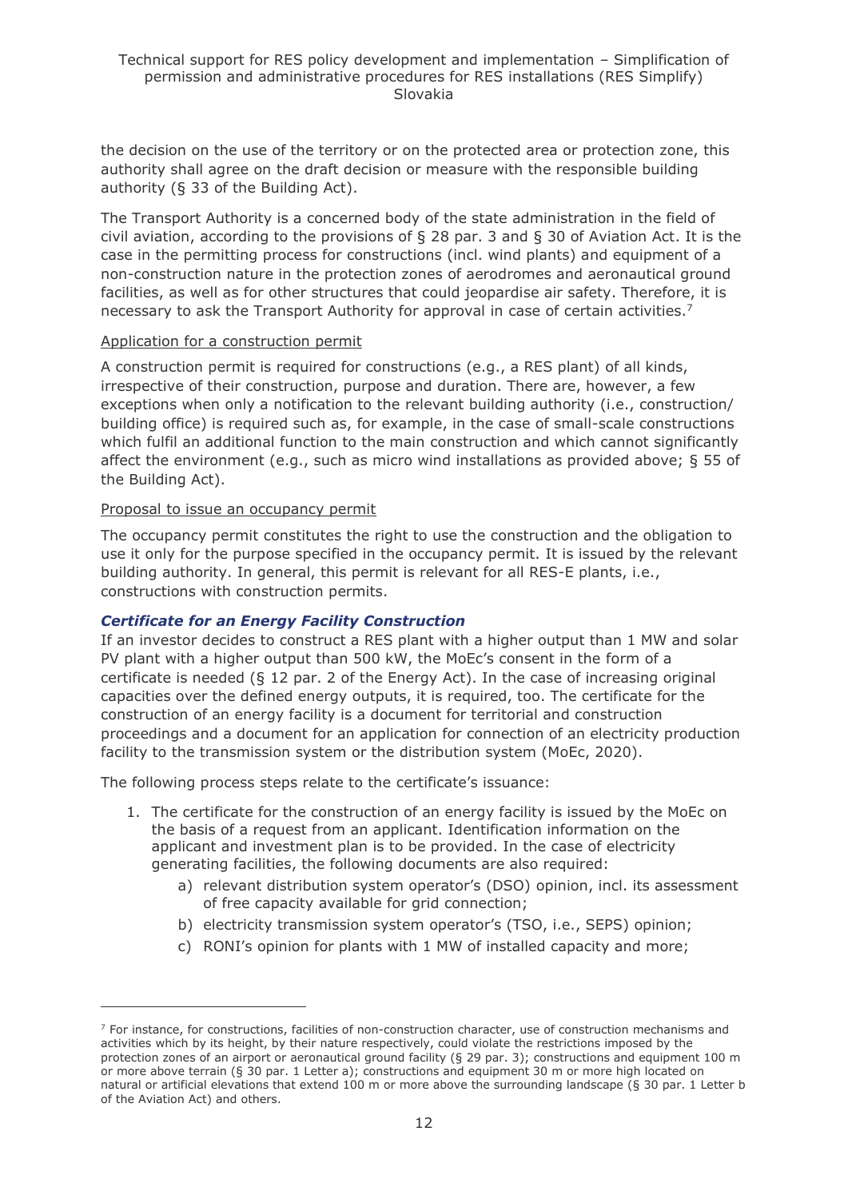the decision on the use of the territory or on the protected area or protection zone, this authority shall agree on the draft decision or measure with the responsible building authority (§ 33 of the Building Act).

The Transport Authority is a concerned body of the state administration in the field of civil aviation, according to the provisions of § 28 par. 3 and § 30 of Aviation Act. It is the case in the permitting process for constructions (incl. wind plants) and equipment of a non-construction nature in the protection zones of aerodromes and aeronautical ground facilities, as well as for other structures that could jeopardise air safety. Therefore, it is necessary to ask the Transport Authority for approval in case of certain activities.[7]

<u>Application for a construction permit</u>

A construction permit is required for constructions (e.g., a RES plant) of all kinds, irrespective of their construction, purpose and duration. There are, however, a few exceptions when only a notification to the relevant building authority (i.e., construction/building office) is required such as, for example, in the case of small-scale constructions which fulfil an additional function to the main construction and which cannot significantly affect the environment (e.g., such as micro wind installations as provided above; § 55 of the Building Act).

<u>Proposal to issue an occupancy permit</u>

The occupancy permit constitutes the right to use the construction and the obligation to use it only for the purpose specified in the occupancy permit. It is issued by the relevant building authority. In general, this permit is relevant for all RES-E plants, i.e., constructions with construction permits.

### *Certificate for an Energy Facility Construction*

If an investor decides to construct a RES plant with a higher output than 1 MW and solar PV plant with a higher output than 500 kW, the MoEc's consent in the form of a certificate is needed (§ 12 par. 2 of the Energy Act). In the case of increasing original capacities over the defined energy outputs, it is required, too. The certificate for the construction of an energy facility is a document for territorial and construction proceedings and a document for an application for connection of an electricity production facility to the transmission system or the distribution system (MoEc, 2020).

The following process steps relate to the certificate's issuance:

1. The certificate for the construction of an energy facility is issued by the MoEc on the basis of a request from an applicant. Identification information on the applicant and investment plan is to be provided. In the case of electricity generating facilities, the following documents are also required:
    a) relevant distribution system operator's (DSO) opinion, incl. its assessment of free capacity available for grid connection;
    b) electricity transmission system operator's (TSO, i.e., SEPS) opinion;
    c) RONI's opinion for plants with 1 MW of installed capacity and more;

---

[7] For instance, for constructions, facilities of non-construction character, use of construction mechanisms and activities which by its height, by their nature respectively, could violate the restrictions imposed by the protection zones of an airport or aeronautical ground facility (§ 29 par. 3); constructions and equipment 100 m or more above terrain (§ 30 par. 1 Letter a); constructions and equipment 30 m or more high located on natural or artificial elevations that extend 100 m or more above the surrounding landscape (§ 30 par. 1 Letter b of the Aviation Act) and others.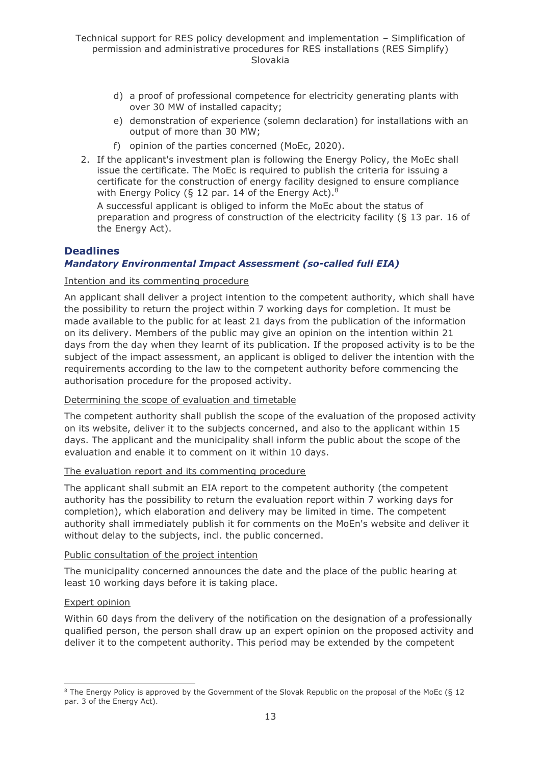d) a proof of professional competence for electricity generating plants with over 30 MW of installed capacity;
   e) demonstration of experience (solemn declaration) for installations with an output of more than 30 MW;
   f) opinion of the parties concerned (MoEc, 2020).

2. If the applicant's investment plan is following the Energy Policy, the MoEc shall issue the certificate. The MoEc is required to publish the criteria for issuing a certificate for the construction of energy facility designed to ensure compliance with Energy Policy (§ 12 par. 14 of the Energy Act).[8]

   A successful applicant is obliged to inform the MoEc about the status of preparation and progress of construction of the electricity facility (§ 13 par. 16 of the Energy Act).

## Deadlines

### *Mandatory Environmental Impact Assessment (so-called full EIA)*

Intention and its commenting procedure

An applicant shall deliver a project intention to the competent authority, which shall have the possibility to return the project within 7 working days for completion. It must be made available to the public for at least 21 days from the publication of the information on its delivery. Members of the public may give an opinion on the intention within 21 days from the day when they learnt of its publication. If the proposed activity is to be the subject of the impact assessment, an applicant is obliged to deliver the intention with the requirements according to the law to the competent authority before commencing the authorisation procedure for the proposed activity.

Determining the scope of evaluation and timetable

The competent authority shall publish the scope of the evaluation of the proposed activity on its website, deliver it to the subjects concerned, and also to the applicant within 15 days. The applicant and the municipality shall inform the public about the scope of the evaluation and enable it to comment on it within 10 days.

The evaluation report and its commenting procedure

The applicant shall submit an EIA report to the competent authority (the competent authority has the possibility to return the evaluation report within 7 working days for completion), which elaboration and delivery may be limited in time. The competent authority shall immediately publish it for comments on the MoEn's website and deliver it without delay to the subjects, incl. the public concerned.

Public consultation of the project intention

The municipality concerned announces the date and the place of the public hearing at least 10 working days before it is taking place.

Expert opinion

Within 60 days from the delivery of the notification on the designation of a professionally qualified person, the person shall draw up an expert opinion on the proposed activity and deliver it to the competent authority. This period may be extended by the competent

---

[8] The Energy Policy is approved by the Government of the Slovak Republic on the proposal of the MoEc (§ 12 par. 3 of the Energy Act).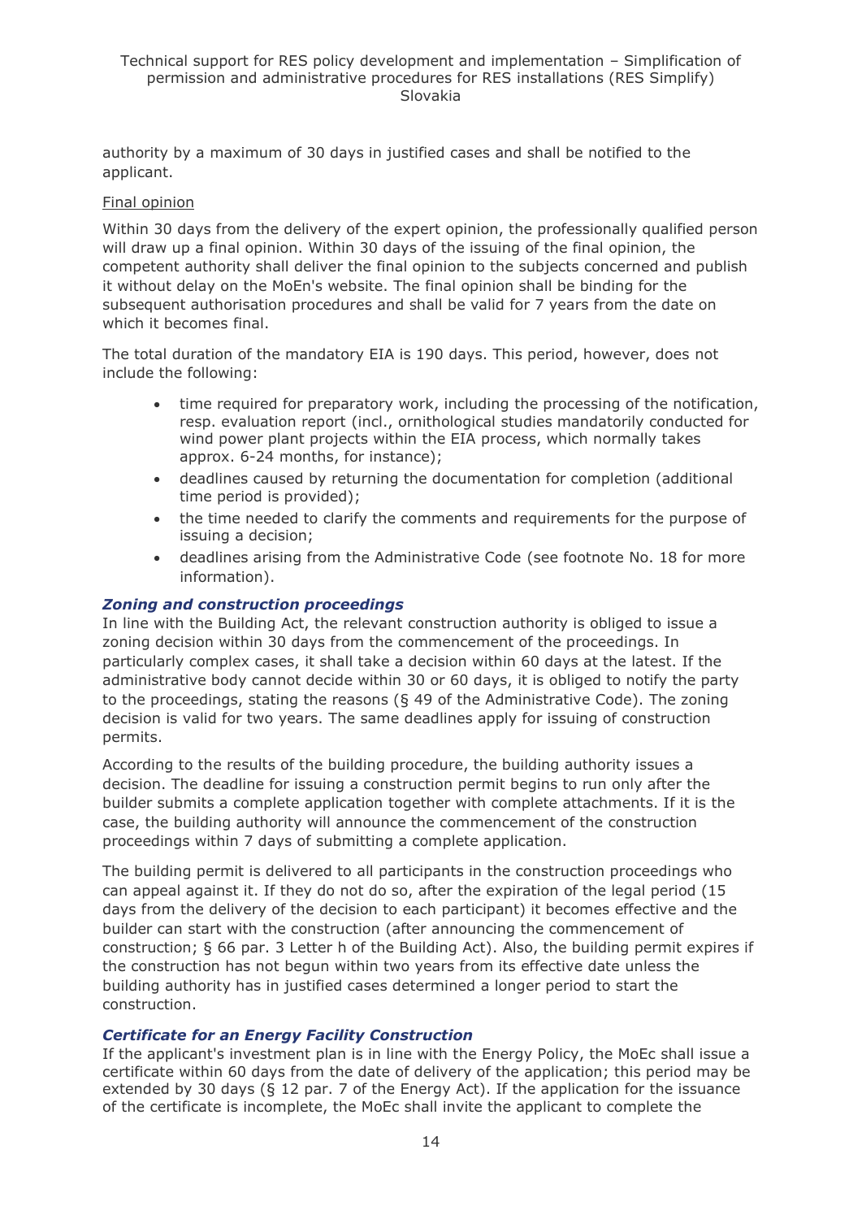authority by a maximum of 30 days in justified cases and shall be notified to the applicant.

Final opinion

Within 30 days from the delivery of the expert opinion, the professionally qualified person will draw up a final opinion. Within 30 days of the issuing of the final opinion, the competent authority shall deliver the final opinion to the subjects concerned and publish it without delay on the MoEn's website. The final opinion shall be binding for the subsequent authorisation procedures and shall be valid for 7 years from the date on which it becomes final.

The total duration of the mandatory EIA is 190 days. This period, however, does not include the following:

- time required for preparatory work, including the processing of the notification, resp. evaluation report (incl., ornithological studies mandatorily conducted for wind power plant projects within the EIA process, which normally takes approx. 6-24 months, for instance);
- deadlines caused by returning the documentation for completion (additional time period is provided);
- the time needed to clarify the comments and requirements for the purpose of issuing a decision;
- deadlines arising from the Administrative Code (see footnote No. 18 for more information).

### *Zoning and construction proceedings*

In line with the Building Act, the relevant construction authority is obliged to issue a zoning decision within 30 days from the commencement of the proceedings. In particularly complex cases, it shall take a decision within 60 days at the latest. If the administrative body cannot decide within 30 or 60 days, it is obliged to notify the party to the proceedings, stating the reasons (§ 49 of the Administrative Code). The zoning decision is valid for two years. The same deadlines apply for issuing of construction permits.

According to the results of the building procedure, the building authority issues a decision. The deadline for issuing a construction permit begins to run only after the builder submits a complete application together with complete attachments. If it is the case, the building authority will announce the commencement of the construction proceedings within 7 days of submitting a complete application.

The building permit is delivered to all participants in the construction proceedings who can appeal against it. If they do not do so, after the expiration of the legal period (15 days from the delivery of the decision to each participant) it becomes effective and the builder can start with the construction (after announcing the commencement of construction; § 66 par. 3 Letter h of the Building Act). Also, the building permit expires if the construction has not begun within two years from its effective date unless the building authority has in justified cases determined a longer period to start the construction.

### *Certificate for an Energy Facility Construction*

If the applicant's investment plan is in line with the Energy Policy, the MoEc shall issue a certificate within 60 days from the date of delivery of the application; this period may be extended by 30 days (§ 12 par. 7 of the Energy Act). If the application for the issuance of the certificate is incomplete, the MoEc shall invite the applicant to complete the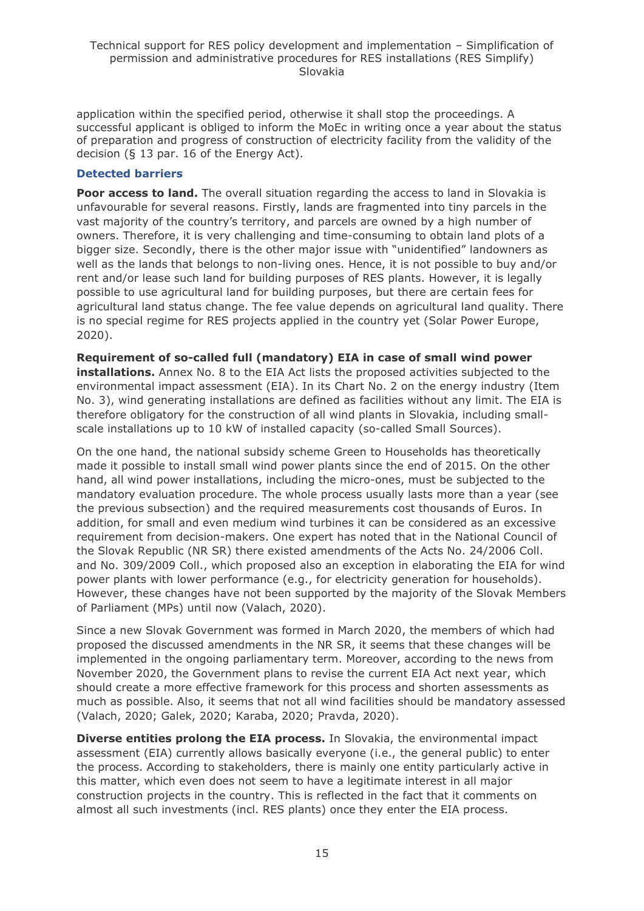application within the specified period, otherwise it shall stop the proceedings. A successful applicant is obliged to inform the MoEc in writing once a year about the status of preparation and progress of construction of electricity facility from the validity of the decision (§ 13 par. 16 of the Energy Act).

### Detected barriers

**Poor access to land.** The overall situation regarding the access to land in Slovakia is unfavourable for several reasons. Firstly, lands are fragmented into tiny parcels in the vast majority of the country's territory, and parcels are owned by a high number of owners. Therefore, it is very challenging and time-consuming to obtain land plots of a bigger size. Secondly, there is the other major issue with "unidentified" landowners as well as the lands that belongs to non-living ones. Hence, it is not possible to buy and/or rent and/or lease such land for building purposes of RES plants. However, it is legally possible to use agricultural land for building purposes, but there are certain fees for agricultural land status change. The fee value depends on agricultural land quality. There is no special regime for RES projects applied in the country yet (Solar Power Europe, 2020).

**Requirement of so-called full (mandatory) EIA in case of small wind power installations.** Annex No. 8 to the EIA Act lists the proposed activities subjected to the environmental impact assessment (EIA). In its Chart No. 2 on the energy industry (Item No. 3), wind generating installations are defined as facilities without any limit. The EIA is therefore obligatory for the construction of all wind plants in Slovakia, including small-scale installations up to 10 kW of installed capacity (so-called Small Sources).

On the one hand, the national subsidy scheme Green to Households has theoretically made it possible to install small wind power plants since the end of 2015. On the other hand, all wind power installations, including the micro-ones, must be subjected to the mandatory evaluation procedure. The whole process usually lasts more than a year (see the previous subsection) and the required measurements cost thousands of Euros. In addition, for small and even medium wind turbines it can be considered as an excessive requirement from decision-makers. One expert has noted that in the National Council of the Slovak Republic (NR SR) there existed amendments of the Acts No. 24/2006 Coll. and No. 309/2009 Coll., which proposed also an exception in elaborating the EIA for wind power plants with lower performance (e.g., for electricity generation for households). However, these changes have not been supported by the majority of the Slovak Members of Parliament (MPs) until now (Valach, 2020).

Since a new Slovak Government was formed in March 2020, the members of which had proposed the discussed amendments in the NR SR, it seems that these changes will be implemented in the ongoing parliamentary term. Moreover, according to the news from November 2020, the Government plans to revise the current EIA Act next year, which should create a more effective framework for this process and shorten assessments as much as possible. Also, it seems that not all wind facilities should be mandatory assessed (Valach, 2020; Galek, 2020; Karaba, 2020; Pravda, 2020).

**Diverse entities prolong the EIA process.** In Slovakia, the environmental impact assessment (EIA) currently allows basically everyone (i.e., the general public) to enter the process. According to stakeholders, there is mainly one entity particularly active in this matter, which even does not seem to have a legitimate interest in all major construction projects in the country. This is reflected in the fact that it comments on almost all such investments (incl. RES plants) once they enter the EIA process.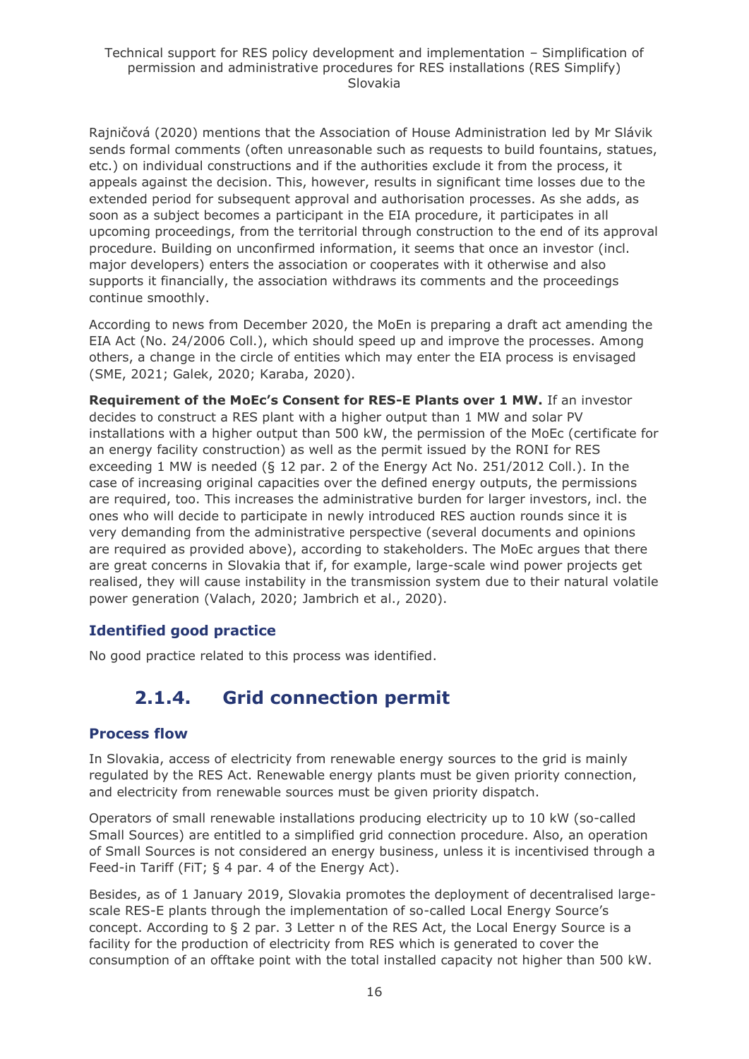Rajničová (2020) mentions that the Association of House Administration led by Mr Slávik sends formal comments (often unreasonable such as requests to build fountains, statues, etc.) on individual constructions and if the authorities exclude it from the process, it appeals against the decision. This, however, results in significant time losses due to the extended period for subsequent approval and authorisation processes. As she adds, as soon as a subject becomes a participant in the EIA procedure, it participates in all upcoming proceedings, from the territorial through construction to the end of its approval procedure. Building on unconfirmed information, it seems that once an investor (incl. major developers) enters the association or cooperates with it otherwise and also supports it financially, the association withdraws its comments and the proceedings continue smoothly.

According to news from December 2020, the MoEn is preparing a draft act amending the EIA Act (No. 24/2006 Coll.), which should speed up and improve the processes. Among others, a change in the circle of entities which may enter the EIA process is envisaged (SME, 2021; Galek, 2020; Karaba, 2020).

**Requirement of the MoEc's Consent for RES-E Plants over 1 MW.** If an investor decides to construct a RES plant with a higher output than 1 MW and solar PV installations with a higher output than 500 kW, the permission of the MoEc (certificate for an energy facility construction) as well as the permit issued by the RONI for RES exceeding 1 MW is needed (§ 12 par. 2 of the Energy Act No. 251/2012 Coll.). In the case of increasing original capacities over the defined energy outputs, the permissions are required, too. This increases the administrative burden for larger investors, incl. the ones who will decide to participate in newly introduced RES auction rounds since it is very demanding from the administrative perspective (several documents and opinions are required as provided above), according to stakeholders. The MoEc argues that there are great concerns in Slovakia that if, for example, large-scale wind power projects get realised, they will cause instability in the transmission system due to their natural volatile power generation (Valach, 2020; Jambrich et al., 2020).

### Identified good practice

No good practice related to this process was identified.

## 2.1.4. Grid connection permit

### Process flow

In Slovakia, access of electricity from renewable energy sources to the grid is mainly regulated by the RES Act. Renewable energy plants must be given priority connection, and electricity from renewable sources must be given priority dispatch.

Operators of small renewable installations producing electricity up to 10 kW (so-called Small Sources) are entitled to a simplified grid connection procedure. Also, an operation of Small Sources is not considered an energy business, unless it is incentivised through a Feed-in Tariff (FiT; § 4 par. 4 of the Energy Act).

Besides, as of 1 January 2019, Slovakia promotes the deployment of decentralised large-scale RES-E plants through the implementation of so-called Local Energy Source's concept. According to § 2 par. 3 Letter n of the RES Act, the Local Energy Source is a facility for the production of electricity from RES which is generated to cover the consumption of an offtake point with the total installed capacity not higher than 500 kW.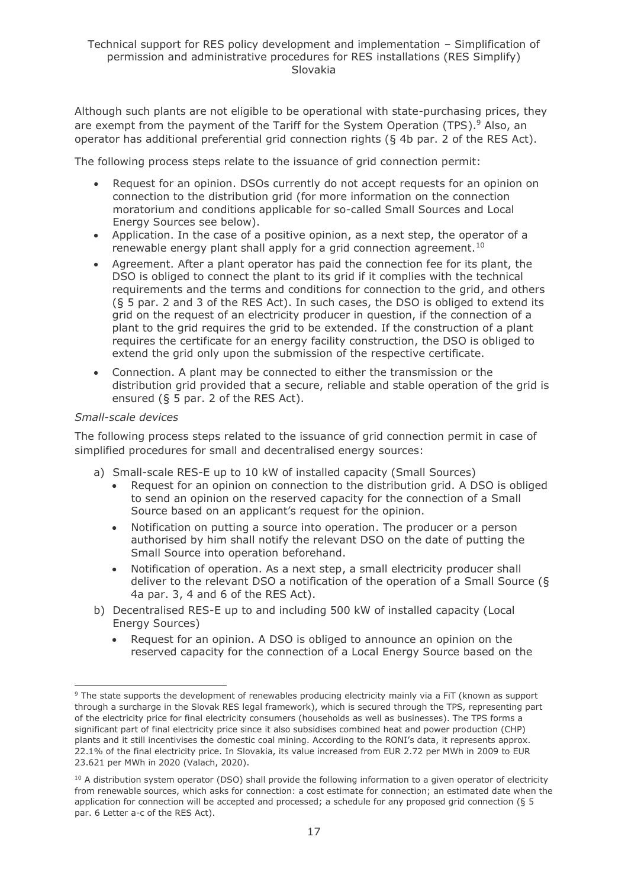Although such plants are not eligible to be operational with state-purchasing prices, they are exempt from the payment of the Tariff for the System Operation (TPS).[9] Also, an operator has additional preferential grid connection rights (§ 4b par. 2 of the RES Act).

The following process steps relate to the issuance of grid connection permit:

- Request for an opinion. DSOs currently do not accept requests for an opinion on connection to the distribution grid (for more information on the connection moratorium and conditions applicable for so-called Small Sources and Local Energy Sources see below).
- Application. In the case of a positive opinion, as a next step, the operator of a renewable energy plant shall apply for a grid connection agreement.[10]
- Agreement. After a plant operator has paid the connection fee for its plant, the DSO is obliged to connect the plant to its grid if it complies with the technical requirements and the terms and conditions for connection to the grid, and others (§ 5 par. 2 and 3 of the RES Act). In such cases, the DSO is obliged to extend its grid on the request of an electricity producer in question, if the connection of a plant to the grid requires the grid to be extended. If the construction of a plant requires the certificate for an energy facility construction, the DSO is obliged to extend the grid only upon the submission of the respective certificate.
- Connection. A plant may be connected to either the transmission or the distribution grid provided that a secure, reliable and stable operation of the grid is ensured (§ 5 par. 2 of the RES Act).

*Small-scale devices*

The following process steps related to the issuance of grid connection permit in case of simplified procedures for small and decentralised energy sources:

a) Small-scale RES-E up to 10 kW of installed capacity (Small Sources)
   - Request for an opinion on connection to the distribution grid. A DSO is obliged to send an opinion on the reserved capacity for the connection of a Small Source based on an applicant's request for the opinion.
   - Notification on putting a source into operation. The producer or a person authorised by him shall notify the relevant DSO on the date of putting the Small Source into operation beforehand.
   - Notification of operation. As a next step, a small electricity producer shall deliver to the relevant DSO a notification of the operation of a Small Source (§ 4a par. 3, 4 and 6 of the RES Act).
b) Decentralised RES-E up to and including 500 kW of installed capacity (Local Energy Sources)
   - Request for an opinion. A DSO is obliged to announce an opinion on the reserved capacity for the connection of a Local Energy Source based on the

---

[9] The state supports the development of renewables producing electricity mainly via a FiT (known as support through a surcharge in the Slovak RES legal framework), which is secured through the TPS, representing part of the electricity price for final electricity consumers (households as well as businesses). The TPS forms a significant part of final electricity price since it also subsidises combined heat and power production (CHP) plants and it still incentivises the domestic coal mining. According to the RONI's data, it represents approx. 22.1% of the final electricity price. In Slovakia, its value increased from EUR 2.72 per MWh in 2009 to EUR 23.621 per MWh in 2020 (Valach, 2020).

[10] A distribution system operator (DSO) shall provide the following information to a given operator of electricity from renewable sources, which asks for connection: a cost estimate for connection; an estimated date when the application for connection will be accepted and processed; a schedule for any proposed grid connection (§ 5 par. 6 Letter a-c of the RES Act).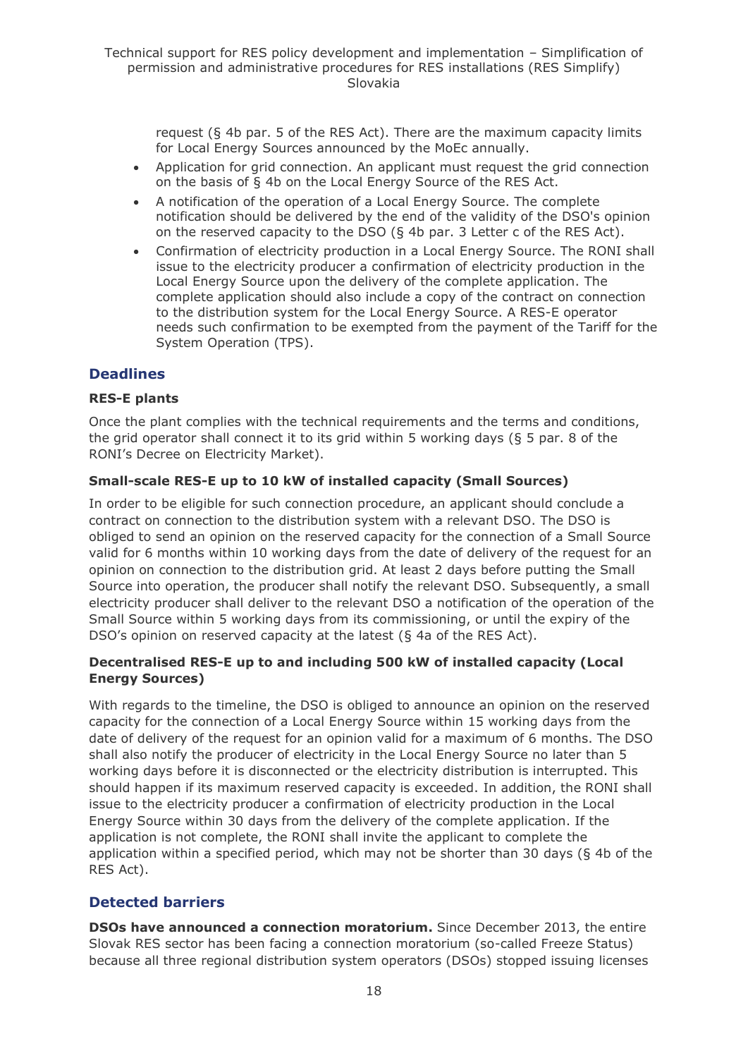request (§ 4b par. 5 of the RES Act). There are the maximum capacity limits for Local Energy Sources announced by the MoEc annually.

- Application for grid connection. An applicant must request the grid connection on the basis of § 4b on the Local Energy Source of the RES Act.
- A notification of the operation of a Local Energy Source. The complete notification should be delivered by the end of the validity of the DSO's opinion on the reserved capacity to the DSO (§ 4b par. 3 Letter c of the RES Act).
- Confirmation of electricity production in a Local Energy Source. The RONI shall issue to the electricity producer a confirmation of electricity production in the Local Energy Source upon the delivery of the complete application. The complete application should also include a copy of the contract on connection to the distribution system for the Local Energy Source. A RES-E operator needs such confirmation to be exempted from the payment of the Tariff for the System Operation (TPS).

## Deadlines

### RES-E plants

Once the plant complies with the technical requirements and the terms and conditions, the grid operator shall connect it to its grid within 5 working days (§ 5 par. 8 of the RONI's Decree on Electricity Market).

### Small-scale RES-E up to 10 kW of installed capacity (Small Sources)

In order to be eligible for such connection procedure, an applicant should conclude a contract on connection to the distribution system with a relevant DSO. The DSO is obliged to send an opinion on the reserved capacity for the connection of a Small Source valid for 6 months within 10 working days from the date of delivery of the request for an opinion on connection to the distribution grid. At least 2 days before putting the Small Source into operation, the producer shall notify the relevant DSO. Subsequently, a small electricity producer shall deliver to the relevant DSO a notification of the operation of the Small Source within 5 working days from its commissioning, or until the expiry of the DSO's opinion on reserved capacity at the latest (§ 4a of the RES Act).

### Decentralised RES-E up to and including 500 kW of installed capacity (Local Energy Sources)

With regards to the timeline, the DSO is obliged to announce an opinion on the reserved capacity for the connection of a Local Energy Source within 15 working days from the date of delivery of the request for an opinion valid for a maximum of 6 months. The DSO shall also notify the producer of electricity in the Local Energy Source no later than 5 working days before it is disconnected or the electricity distribution is interrupted. This should happen if its maximum reserved capacity is exceeded. In addition, the RONI shall issue to the electricity producer a confirmation of electricity production in the Local Energy Source within 30 days from the delivery of the complete application. If the application is not complete, the RONI shall invite the applicant to complete the application within a specified period, which may not be shorter than 30 days (§ 4b of the RES Act).

## Detected barriers

**DSOs have announced a connection moratorium.** Since December 2013, the entire Slovak RES sector has been facing a connection moratorium (so-called Freeze Status) because all three regional distribution system operators (DSOs) stopped issuing licenses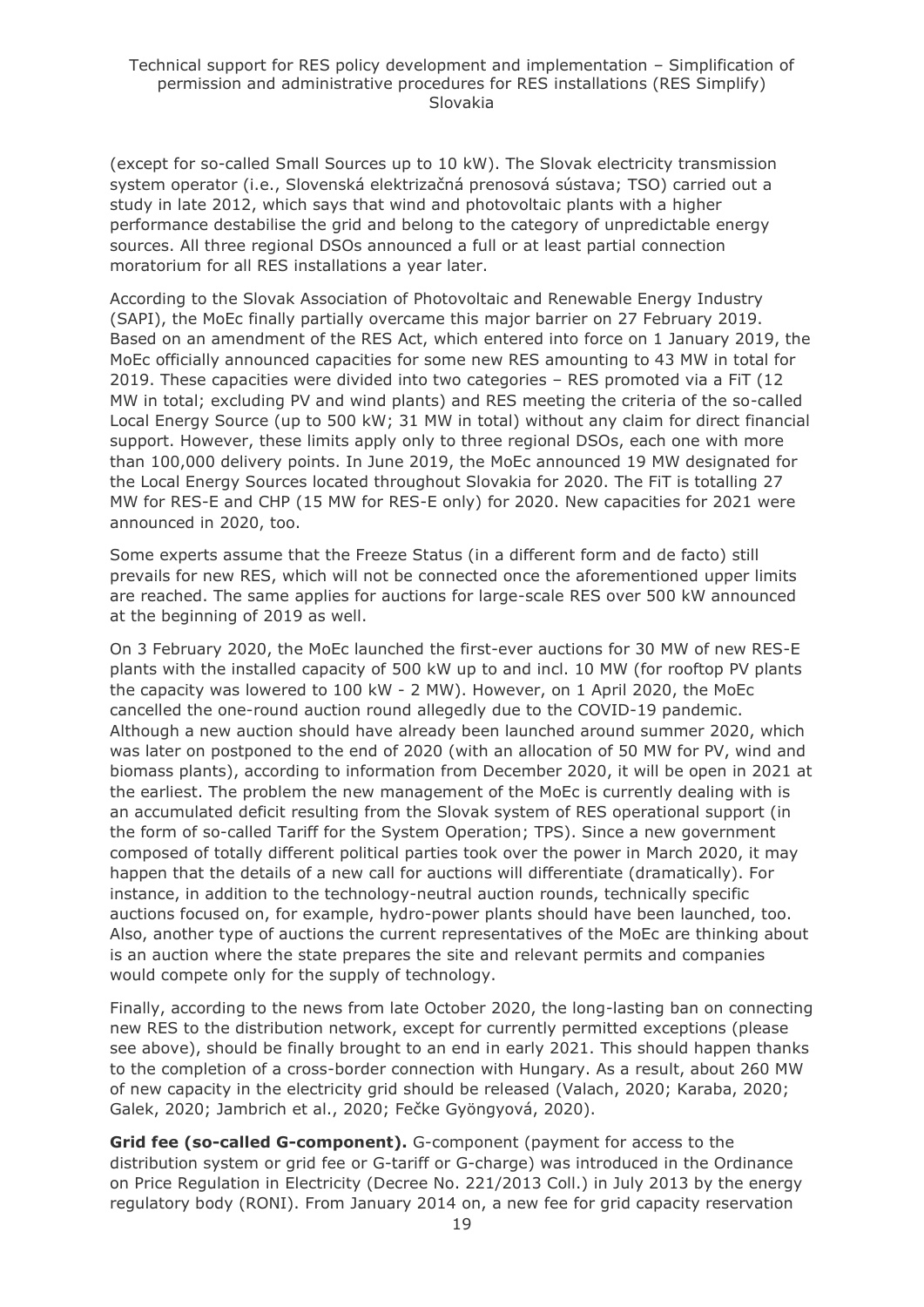(except for so-called Small Sources up to 10 kW). The Slovak electricity transmission system operator (i.e., Slovenská elektrizačná prenosová sústava; TSO) carried out a study in late 2012, which says that wind and photovoltaic plants with a higher performance destabilise the grid and belong to the category of unpredictable energy sources. All three regional DSOs announced a full or at least partial connection moratorium for all RES installations a year later.

According to the Slovak Association of Photovoltaic and Renewable Energy Industry (SAPI), the MoEc finally partially overcame this major barrier on 27 February 2019. Based on an amendment of the RES Act, which entered into force on 1 January 2019, the MoEc officially announced capacities for some new RES amounting to 43 MW in total for 2019. These capacities were divided into two categories – RES promoted via a FiT (12 MW in total; excluding PV and wind plants) and RES meeting the criteria of the so-called Local Energy Source (up to 500 kW; 31 MW in total) without any claim for direct financial support. However, these limits apply only to three regional DSOs, each one with more than 100,000 delivery points. In June 2019, the MoEc announced 19 MW designated for the Local Energy Sources located throughout Slovakia for 2020. The FiT is totalling 27 MW for RES-E and CHP (15 MW for RES-E only) for 2020. New capacities for 2021 were announced in 2020, too.

Some experts assume that the Freeze Status (in a different form and de facto) still prevails for new RES, which will not be connected once the aforementioned upper limits are reached. The same applies for auctions for large-scale RES over 500 kW announced at the beginning of 2019 as well.

On 3 February 2020, the MoEc launched the first-ever auctions for 30 MW of new RES-E plants with the installed capacity of 500 kW up to and incl. 10 MW (for rooftop PV plants the capacity was lowered to 100 kW - 2 MW). However, on 1 April 2020, the MoEc cancelled the one-round auction round allegedly due to the COVID-19 pandemic. Although a new auction should have already been launched around summer 2020, which was later on postponed to the end of 2020 (with an allocation of 50 MW for PV, wind and biomass plants), according to information from December 2020, it will be open in 2021 at the earliest. The problem the new management of the MoEc is currently dealing with is an accumulated deficit resulting from the Slovak system of RES operational support (in the form of so-called Tariff for the System Operation; TPS). Since a new government composed of totally different political parties took over the power in March 2020, it may happen that the details of a new call for auctions will differentiate (dramatically). For instance, in addition to the technology-neutral auction rounds, technically specific auctions focused on, for example, hydro-power plants should have been launched, too. Also, another type of auctions the current representatives of the MoEc are thinking about is an auction where the state prepares the site and relevant permits and companies would compete only for the supply of technology.

Finally, according to the news from late October 2020, the long-lasting ban on connecting new RES to the distribution network, except for currently permitted exceptions (please see above), should be finally brought to an end in early 2021. This should happen thanks to the completion of a cross-border connection with Hungary. As a result, about 260 MW of new capacity in the electricity grid should be released (Valach, 2020; Karaba, 2020; Galek, 2020; Jambrich et al., 2020; Fečke Gyöngyová, 2020).

**Grid fee (so-called G-component).** G-component (payment for access to the distribution system or grid fee or G-tariff or G-charge) was introduced in the Ordinance on Price Regulation in Electricity (Decree No. 221/2013 Coll.) in July 2013 by the energy regulatory body (RONI). From January 2014 on, a new fee for grid capacity reservation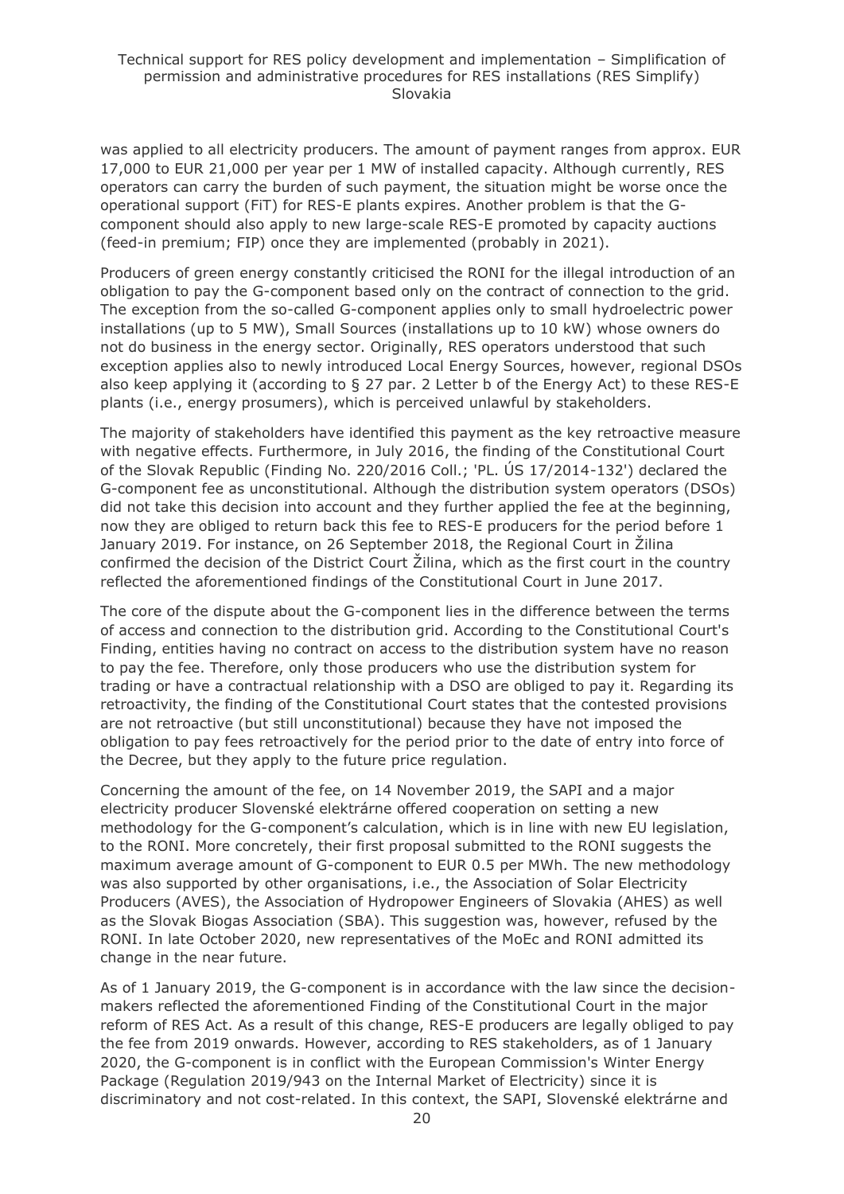was applied to all electricity producers. The amount of payment ranges from approx. EUR 17,000 to EUR 21,000 per year per 1 MW of installed capacity. Although currently, RES operators can carry the burden of such payment, the situation might be worse once the operational support (FiT) for RES-E plants expires. Another problem is that the G-component should also apply to new large-scale RES-E promoted by capacity auctions (feed-in premium; FIP) once they are implemented (probably in 2021).

Producers of green energy constantly criticised the RONI for the illegal introduction of an obligation to pay the G-component based only on the contract of connection to the grid. The exception from the so-called G-component applies only to small hydroelectric power installations (up to 5 MW), Small Sources (installations up to 10 kW) whose owners do not do business in the energy sector. Originally, RES operators understood that such exception applies also to newly introduced Local Energy Sources, however, regional DSOs also keep applying it (according to § 27 par. 2 Letter b of the Energy Act) to these RES-E plants (i.e., energy prosumers), which is perceived unlawful by stakeholders.

The majority of stakeholders have identified this payment as the key retroactive measure with negative effects. Furthermore, in July 2016, the finding of the Constitutional Court of the Slovak Republic (Finding No. 220/2016 Coll.; 'PL. ÚS 17/2014-132') declared the G-component fee as unconstitutional. Although the distribution system operators (DSOs) did not take this decision into account and they further applied the fee at the beginning, now they are obliged to return back this fee to RES-E producers for the period before 1 January 2019. For instance, on 26 September 2018, the Regional Court in Žilina confirmed the decision of the District Court Žilina, which as the first court in the country reflected the aforementioned findings of the Constitutional Court in June 2017.

The core of the dispute about the G-component lies in the difference between the terms of access and connection to the distribution grid. According to the Constitutional Court's Finding, entities having no contract on access to the distribution system have no reason to pay the fee. Therefore, only those producers who use the distribution system for trading or have a contractual relationship with a DSO are obliged to pay it. Regarding its retroactivity, the finding of the Constitutional Court states that the contested provisions are not retroactive (but still unconstitutional) because they have not imposed the obligation to pay fees retroactively for the period prior to the date of entry into force of the Decree, but they apply to the future price regulation.

Concerning the amount of the fee, on 14 November 2019, the SAPI and a major electricity producer Slovenské elektrárne offered cooperation on setting a new methodology for the G-component's calculation, which is in line with new EU legislation, to the RONI. More concretely, their first proposal submitted to the RONI suggests the maximum average amount of G-component to EUR 0.5 per MWh. The new methodology was also supported by other organisations, i.e., the Association of Solar Electricity Producers (AVES), the Association of Hydropower Engineers of Slovakia (AHES) as well as the Slovak Biogas Association (SBA). This suggestion was, however, refused by the RONI. In late October 2020, new representatives of the MoEc and RONI admitted its change in the near future.

As of 1 January 2019, the G-component is in accordance with the law since the decision-makers reflected the aforementioned Finding of the Constitutional Court in the major reform of RES Act. As a result of this change, RES-E producers are legally obliged to pay the fee from 2019 onwards. However, according to RES stakeholders, as of 1 January 2020, the G-component is in conflict with the European Commission's Winter Energy Package (Regulation 2019/943 on the Internal Market of Electricity) since it is discriminatory and not cost-related. In this context, the SAPI, Slovenské elektrárne and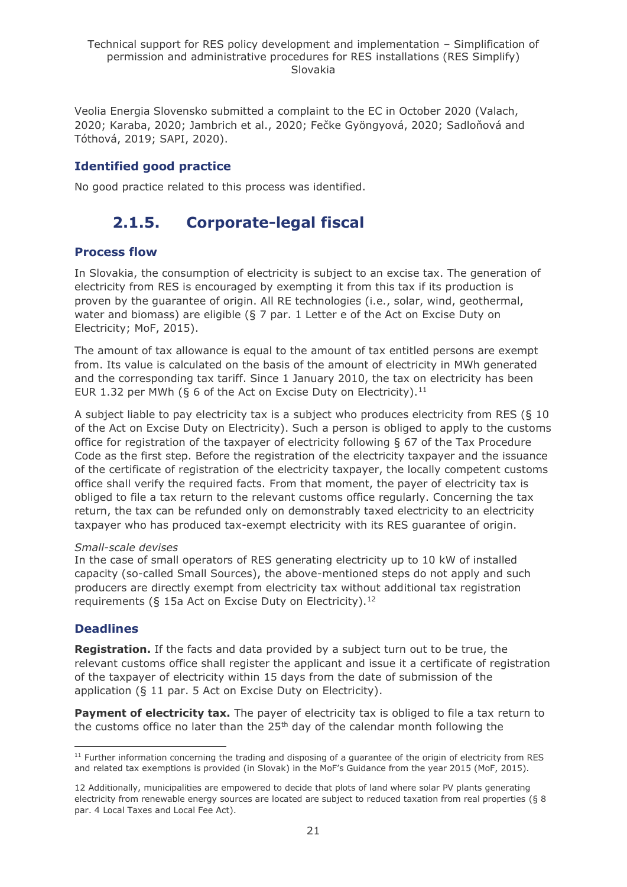Veolia Energia Slovensko submitted a complaint to the EC in October 2020 (Valach, 2020; Karaba, 2020; Jambrich et al., 2020; Fečke Gyöngyová, 2020; Sadloňová and Tóthová, 2019; SAPI, 2020).

### Identified good practice

No good practice related to this process was identified.

## 2.1.5. Corporate-legal fiscal

### Process flow

In Slovakia, the consumption of electricity is subject to an excise tax. The generation of electricity from RES is encouraged by exempting it from this tax if its production is proven by the guarantee of origin. All RE technologies (i.e., solar, wind, geothermal, water and biomass) are eligible (§ 7 par. 1 Letter e of the Act on Excise Duty on Electricity; MoF, 2015).

The amount of tax allowance is equal to the amount of tax entitled persons are exempt from. Its value is calculated on the basis of the amount of electricity in MWh generated and the corresponding tax tariff. Since 1 January 2010, the tax on electricity has been EUR 1.32 per MWh (§ 6 of the Act on Excise Duty on Electricity).[11]

A subject liable to pay electricity tax is a subject who produces electricity from RES (§ 10 of the Act on Excise Duty on Electricity). Such a person is obliged to apply to the customs office for registration of the taxpayer of electricity following § 67 of the Tax Procedure Code as the first step. Before the registration of the electricity taxpayer and the issuance of the certificate of registration of the electricity taxpayer, the locally competent customs office shall verify the required facts. From that moment, the payer of electricity tax is obliged to file a tax return to the relevant customs office regularly. Concerning the tax return, the tax can be refunded only on demonstrably taxed electricity to an electricity taxpayer who has produced tax-exempt electricity with its RES guarantee of origin.

*Small-scale devises*
In the case of small operators of RES generating electricity up to 10 kW of installed capacity (so-called Small Sources), the above-mentioned steps do not apply and such producers are directly exempt from electricity tax without additional tax registration requirements (§ 15a Act on Excise Duty on Electricity).[12]

### Deadlines

**Registration.** If the facts and data provided by a subject turn out to be true, the relevant customs office shall register the applicant and issue it a certificate of registration of the taxpayer of electricity within 15 days from the date of submission of the application (§ 11 par. 5 Act on Excise Duty on Electricity).

**Payment of electricity tax.** The payer of electricity tax is obliged to file a tax return to the customs office no later than the 25th day of the calendar month following the

---

[11] Further information concerning the trading and disposing of a guarantee of the origin of electricity from RES and related tax exemptions is provided (in Slovak) in the MoF's Guidance from the year 2015 (MoF, 2015).

[12] Additionally, municipalities are empowered to decide that plots of land where solar PV plants generating electricity from renewable energy sources are located are subject to reduced taxation from real properties (§ 8 par. 4 Local Taxes and Local Fee Act).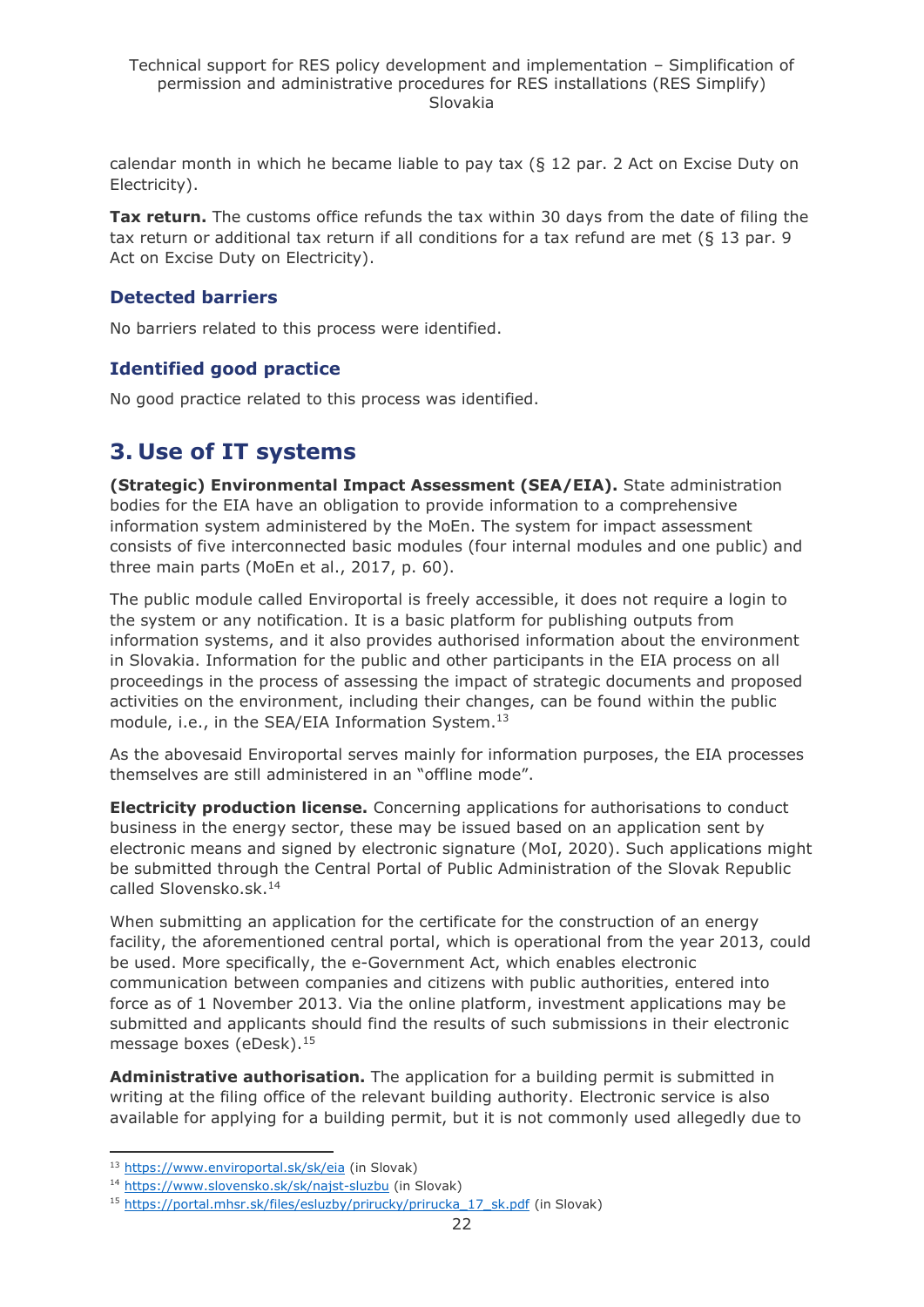calendar month in which he became liable to pay tax (§ 12 par. 2 Act on Excise Duty on Electricity).

**Tax return.** The customs office refunds the tax within 30 days from the date of filing the tax return or additional tax return if all conditions for a tax refund are met (§ 13 par. 9 Act on Excise Duty on Electricity).

### Detected barriers

No barriers related to this process were identified.

### Identified good practice

No good practice related to this process was identified.

## 3. Use of IT systems

**(Strategic) Environmental Impact Assessment (SEA/EIA).** State administration bodies for the EIA have an obligation to provide information to a comprehensive information system administered by the MoEn. The system for impact assessment consists of five interconnected basic modules (four internal modules and one public) and three main parts (MoEn et al., 2017, p. 60).

The public module called Enviroportal is freely accessible, it does not require a login to the system or any notification. It is a basic platform for publishing outputs from information systems, and it also provides authorised information about the environment in Slovakia. Information for the public and other participants in the EIA process on all proceedings in the process of assessing the impact of strategic documents and proposed activities on the environment, including their changes, can be found within the public module, i.e., in the SEA/EIA Information System.[13]

As the abovesaid Enviroportal serves mainly for information purposes, the EIA processes themselves are still administered in an "offline mode".

**Electricity production license.** Concerning applications for authorisations to conduct business in the energy sector, these may be issued based on an application sent by electronic means and signed by electronic signature (MoI, 2020). Such applications might be submitted through the Central Portal of Public Administration of the Slovak Republic called Slovensko.sk.[14]

When submitting an application for the certificate for the construction of an energy facility, the aforementioned central portal, which is operational from the year 2013, could be used. More specifically, the e-Government Act, which enables electronic communication between companies and citizens with public authorities, entered into force as of 1 November 2013. Via the online platform, investment applications may be submitted and applicants should find the results of such submissions in their electronic message boxes (eDesk).[15]

**Administrative authorisation.** The application for a building permit is submitted in writing at the filing office of the relevant building authority. Electronic service is also available for applying for a building permit, but it is not commonly used allegedly due to

[13] https://www.enviroportal.sk/sk/eia (in Slovak)

[14] https://www.slovensko.sk/sk/najst-sluzbu (in Slovak)

[15] https://portal.mhsr.sk/files/esluzby/prirucky/prirucka_17_sk.pdf (in Slovak)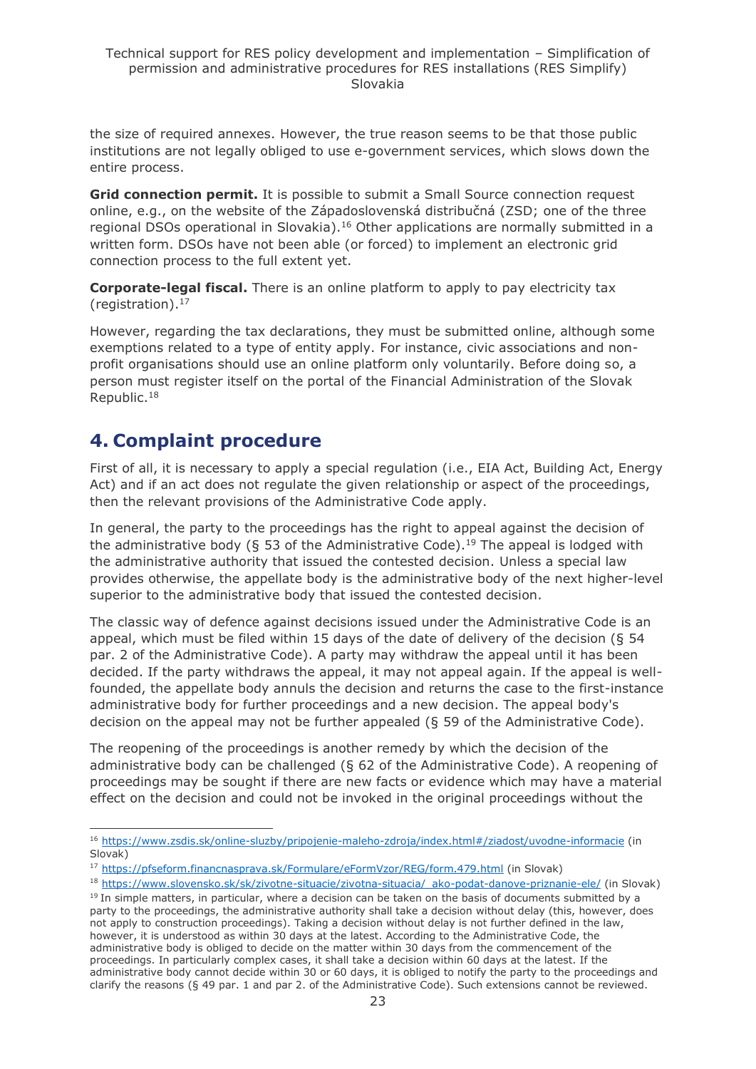the size of required annexes. However, the true reason seems to be that those public institutions are not legally obliged to use e-government services, which slows down the entire process.

**Grid connection permit.** It is possible to submit a Small Source connection request online, e.g., on the website of the Západoslovenská distribučná (ZSD; one of the three regional DSOs operational in Slovakia).[16] Other applications are normally submitted in a written form. DSOs have not been able (or forced) to implement an electronic grid connection process to the full extent yet.

**Corporate-legal fiscal.** There is an online platform to apply to pay electricity tax (registration).[17]

However, regarding the tax declarations, they must be submitted online, although some exemptions related to a type of entity apply. For instance, civic associations and non-profit organisations should use an online platform only voluntarily. Before doing so, a person must register itself on the portal of the Financial Administration of the Slovak Republic.[18]

## 4. Complaint procedure

First of all, it is necessary to apply a special regulation (i.e., EIA Act, Building Act, Energy Act) and if an act does not regulate the given relationship or aspect of the proceedings, then the relevant provisions of the Administrative Code apply.

In general, the party to the proceedings has the right to appeal against the decision of the administrative body (§ 53 of the Administrative Code).[19] The appeal is lodged with the administrative authority that issued the contested decision. Unless a special law provides otherwise, the appellate body is the administrative body of the next higher-level superior to the administrative body that issued the contested decision.

The classic way of defence against decisions issued under the Administrative Code is an appeal, which must be filed within 15 days of the date of delivery of the decision (§ 54 par. 2 of the Administrative Code). A party may withdraw the appeal until it has been decided. If the party withdraws the appeal, it may not appeal again. If the appeal is well-founded, the appellate body annuls the decision and returns the case to the first-instance administrative body for further proceedings and a new decision. The appeal body's decision on the appeal may not be further appealed (§ 59 of the Administrative Code).

The reopening of the proceedings is another remedy by which the decision of the administrative body can be challenged (§ 62 of the Administrative Code). A reopening of proceedings may be sought if there are new facts or evidence which may have a material effect on the decision and could not be invoked in the original proceedings without the

---

[16] https://www.zsdis.sk/online-sluzby/pripojenie-maleho-zdroja/index.html#/ziadost/uvodne-informacie (in Slovak)

[17] https://pfseform.financnasprava.sk/Formulare/eFormVzor/REG/form.479.html (in Slovak)

[18] https://www.slovensko.sk/sk/zivotne-situacie/zivotna-situacia/_ako-podat-danove-priznanie-ele/ (in Slovak)

[19] In simple matters, in particular, where a decision can be taken on the basis of documents submitted by a party to the proceedings, the administrative authority shall take a decision without delay (this, however, does not apply to construction proceedings). Taking a decision without delay is not further defined in the law, however, it is understood as within 30 days at the latest. According to the Administrative Code, the administrative body is obliged to decide on the matter within 30 days from the commencement of the proceedings. In particularly complex cases, it shall take a decision within 60 days at the latest. If the administrative body cannot decide within 30 or 60 days, it is obliged to notify the party to the proceedings and clarify the reasons (§ 49 par. 1 and par 2. of the Administrative Code). Such extensions cannot be reviewed.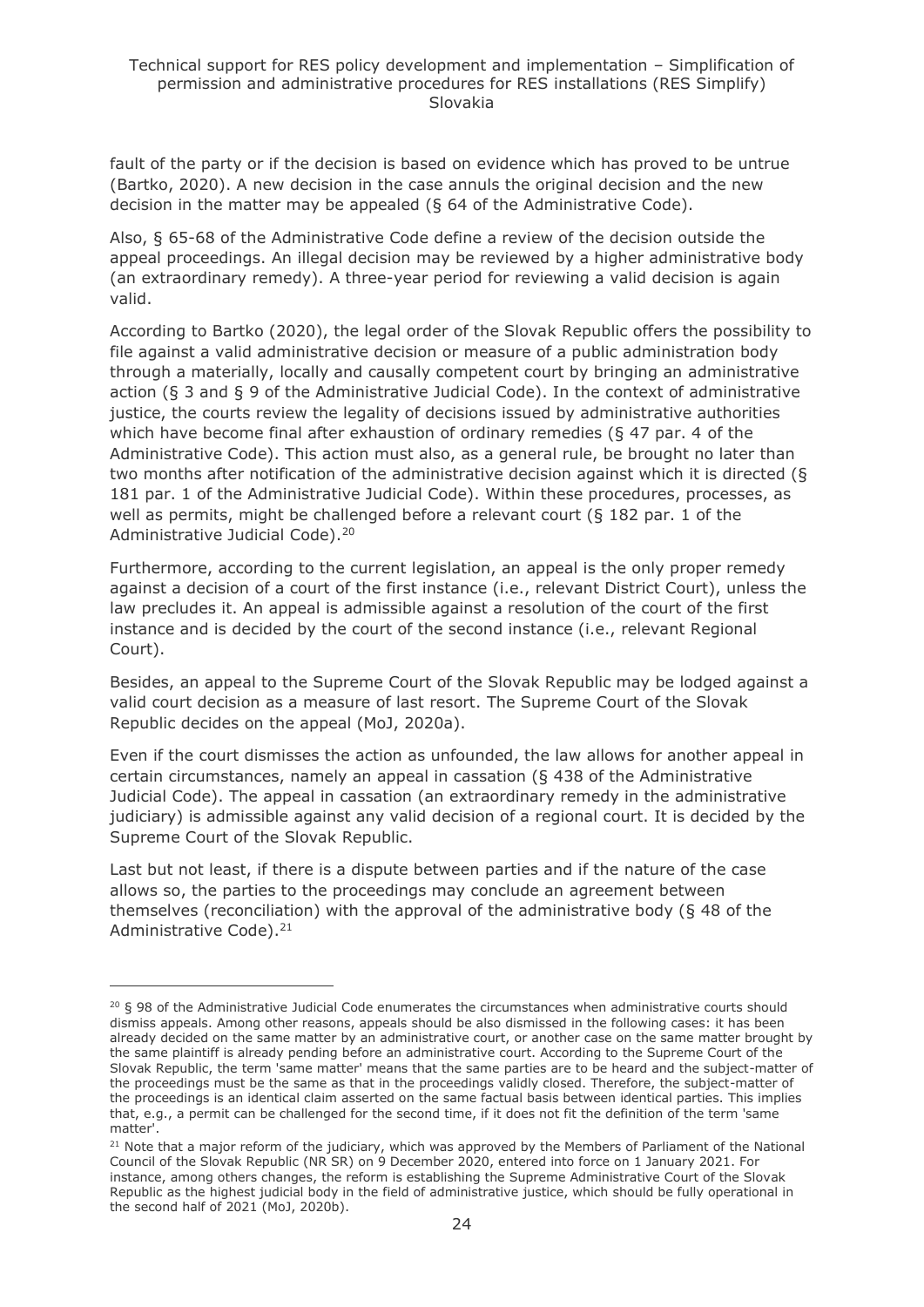fault of the party or if the decision is based on evidence which has proved to be untrue (Bartko, 2020). A new decision in the case annuls the original decision and the new decision in the matter may be appealed (§ 64 of the Administrative Code).

Also, § 65-68 of the Administrative Code define a review of the decision outside the appeal proceedings. An illegal decision may be reviewed by a higher administrative body (an extraordinary remedy). A three-year period for reviewing a valid decision is again valid.

According to Bartko (2020), the legal order of the Slovak Republic offers the possibility to file against a valid administrative decision or measure of a public administration body through a materially, locally and causally competent court by bringing an administrative action (§ 3 and § 9 of the Administrative Judicial Code). In the context of administrative justice, the courts review the legality of decisions issued by administrative authorities which have become final after exhaustion of ordinary remedies (§ 47 par. 4 of the Administrative Code). This action must also, as a general rule, be brought no later than two months after notification of the administrative decision against which it is directed (§ 181 par. 1 of the Administrative Judicial Code). Within these procedures, processes, as well as permits, might be challenged before a relevant court (§ 182 par. 1 of the Administrative Judicial Code).[20]

Furthermore, according to the current legislation, an appeal is the only proper remedy against a decision of a court of the first instance (i.e., relevant District Court), unless the law precludes it. An appeal is admissible against a resolution of the court of the first instance and is decided by the court of the second instance (i.e., relevant Regional Court).

Besides, an appeal to the Supreme Court of the Slovak Republic may be lodged against a valid court decision as a measure of last resort. The Supreme Court of the Slovak Republic decides on the appeal (MoJ, 2020a).

Even if the court dismisses the action as unfounded, the law allows for another appeal in certain circumstances, namely an appeal in cassation (§ 438 of the Administrative Judicial Code). The appeal in cassation (an extraordinary remedy in the administrative judiciary) is admissible against any valid decision of a regional court. It is decided by the Supreme Court of the Slovak Republic.

Last but not least, if there is a dispute between parties and if the nature of the case allows so, the parties to the proceedings may conclude an agreement between themselves (reconciliation) with the approval of the administrative body (§ 48 of the Administrative Code).[21]

---

[20] § 98 of the Administrative Judicial Code enumerates the circumstances when administrative courts should dismiss appeals. Among other reasons, appeals should be also dismissed in the following cases: it has been already decided on the same matter by an administrative court, or another case on the same matter brought by the same plaintiff is already pending before an administrative court. According to the Supreme Court of the Slovak Republic, the term 'same matter' means that the same parties are to be heard and the subject-matter of the proceedings must be the same as that in the proceedings validly closed. Therefore, the subject-matter of the proceedings is an identical claim asserted on the same factual basis between identical parties. This implies that, e.g., a permit can be challenged for the second time, if it does not fit the definition of the term 'same matter'.

[21] Note that a major reform of the judiciary, which was approved by the Members of Parliament of the National Council of the Slovak Republic (NR SR) on 9 December 2020, entered into force on 1 January 2021. For instance, among others changes, the reform is establishing the Supreme Administrative Court of the Slovak Republic as the highest judicial body in the field of administrative justice, which should be fully operational in the second half of 2021 (MoJ, 2020b).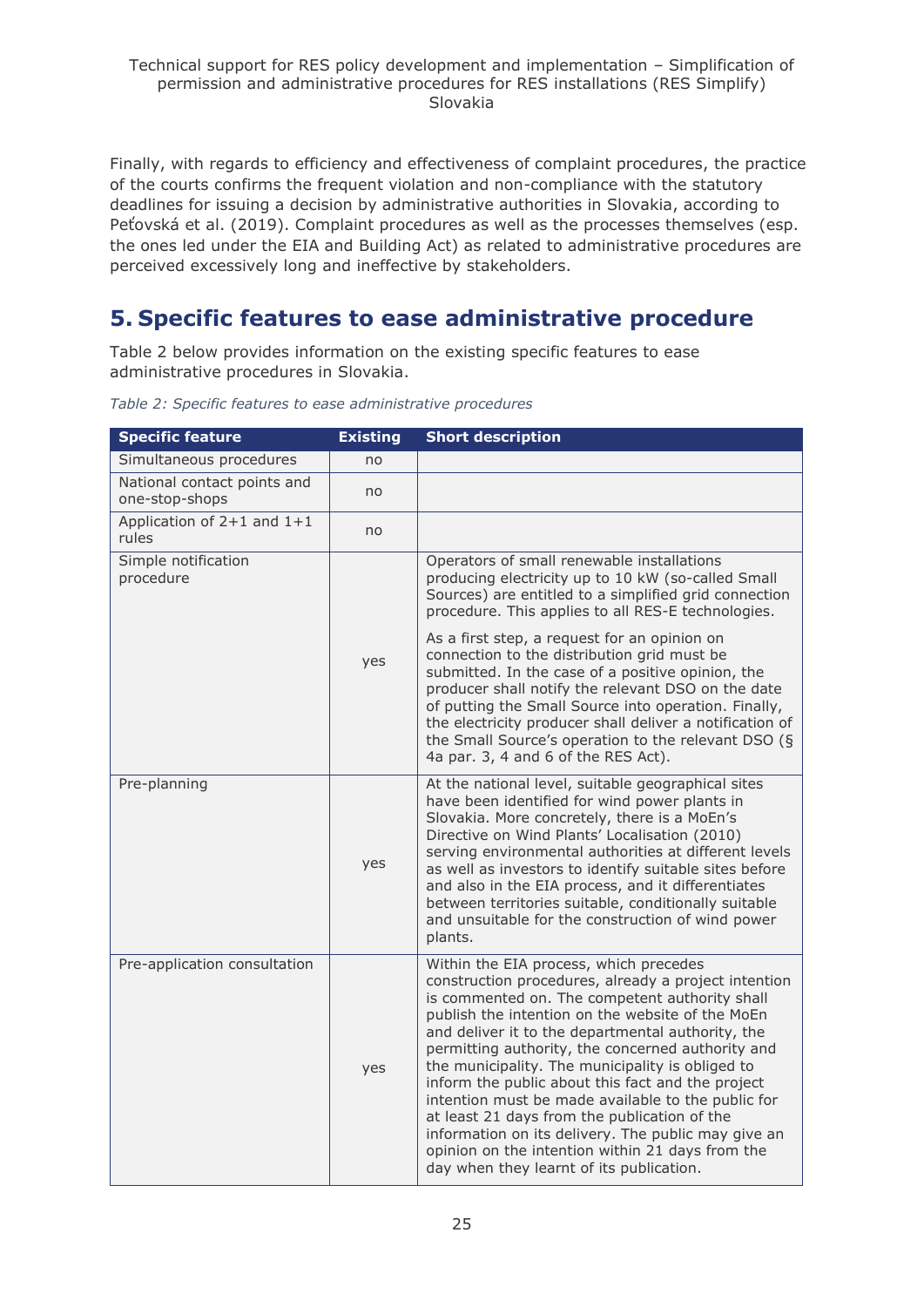Finally, with regards to efficiency and effectiveness of complaint procedures, the practice of the courts confirms the frequent violation and non-compliance with the statutory deadlines for issuing a decision by administrative authorities in Slovakia, according to Peťovská et al. (2019). Complaint procedures as well as the processes themselves (esp. the ones led under the EIA and Building Act) as related to administrative procedures are perceived excessively long and ineffective by stakeholders.

# 5. Specific features to ease administrative procedure

Table 2 below provides information on the existing specific features to ease administrative procedures in Slovakia.

*Table 2: Specific features to ease administrative procedures*

| Specific feature | Existing | Short description |
|---|---|---|
| Simultaneous procedures | no | |
| National contact points and one-stop-shops | no | |
| Application of 2+1 and 1+1 rules | no | |
| Simple notification procedure | yes | Operators of small renewable installations producing electricity up to 10 kW (so-called Small Sources) are entitled to a simplified grid connection procedure. This applies to all RES-E technologies.<br><br>As a first step, a request for an opinion on connection to the distribution grid must be submitted. In the case of a positive opinion, the producer shall notify the relevant DSO on the date of putting the Small Source into operation. Finally, the electricity producer shall deliver a notification of the Small Source's operation to the relevant DSO (§ 4a par. 3, 4 and 6 of the RES Act). |
| Pre-planning | yes | At the national level, suitable geographical sites have been identified for wind power plants in Slovakia. More concretely, there is a MoEn's Directive on Wind Plants' Localisation (2010) serving environmental authorities at different levels as well as investors to identify suitable sites before and also in the EIA process, and it differentiates between territories suitable, conditionally suitable and unsuitable for the construction of wind power plants. |
| Pre-application consultation | yes | Within the EIA process, which precedes construction procedures, already a project intention is commented on. The competent authority shall publish the intention on the website of the MoEn and deliver it to the departmental authority, the permitting authority, the concerned authority and the municipality. The municipality is obliged to inform the public about this fact and the project intention must be made available to the public for at least 21 days from the publication of the information on its delivery. The public may give an opinion on the intention within 21 days from the day when they learnt of its publication. |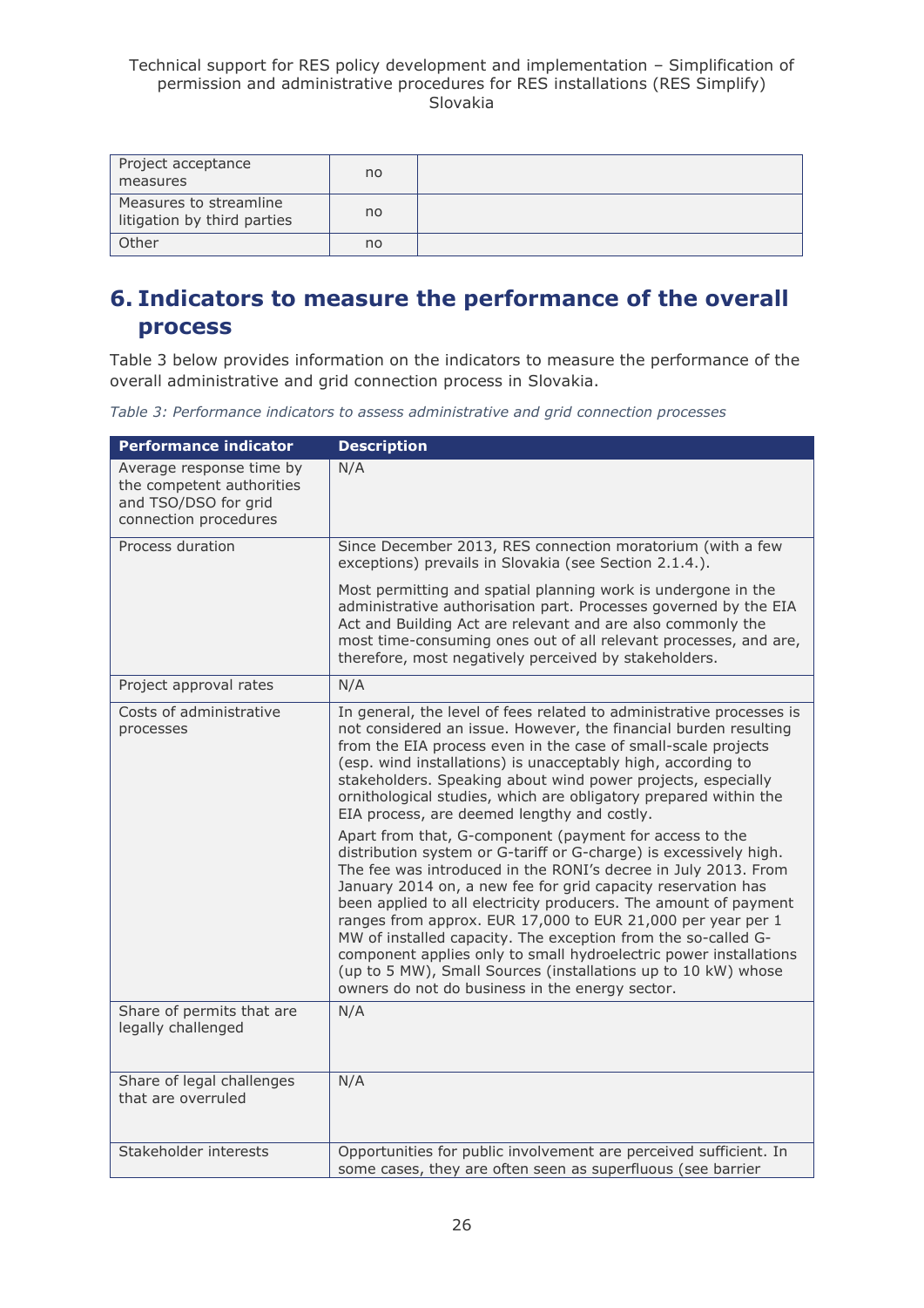| Project acceptance measures | no | |
|---|---|---|
| Measures to streamline litigation by third parties | no | |
| Other | no | |

# 6. Indicators to measure the performance of the overall process

Table 3 below provides information on the indicators to measure the performance of the overall administrative and grid connection process in Slovakia.

*Table 3: Performance indicators to assess administrative and grid connection processes*

| Performance indicator | Description |
|---|---|
| Average response time by the competent authorities and TSO/DSO for grid connection procedures | N/A |
| Process duration | Since December 2013, RES connection moratorium (with a few exceptions) prevails in Slovakia (see Section 2.1.4.).<br><br>Most permitting and spatial planning work is undergone in the administrative authorisation part. Processes governed by the EIA Act and Building Act are relevant and are also commonly the most time-consuming ones out of all relevant processes, and are, therefore, most negatively perceived by stakeholders. |
| Project approval rates | N/A |
| Costs of administrative processes | In general, the level of fees related to administrative processes is not considered an issue. However, the financial burden resulting from the EIA process even in the case of small-scale projects (esp. wind installations) is unacceptably high, according to stakeholders. Speaking about wind power projects, especially ornithological studies, which are obligatory prepared within the EIA process, are deemed lengthy and costly.<br><br>Apart from that, G-component (payment for access to the distribution system or G-tariff or G-charge) is excessively high. The fee was introduced in the RONI's decree in July 2013. From January 2014 on, a new fee for grid capacity reservation has been applied to all electricity producers. The amount of payment ranges from approx. EUR 17,000 to EUR 21,000 per year per 1 MW of installed capacity. The exception from the so-called G-component applies only to small hydroelectric power installations (up to 5 MW), Small Sources (installations up to 10 kW) whose owners do not do business in the energy sector. |
| Share of permits that are legally challenged | N/A |
| Share of legal challenges that are overruled | N/A |
| Stakeholder interests | Opportunities for public involvement are perceived sufficient. In some cases, they are often seen as superfluous (see barrier |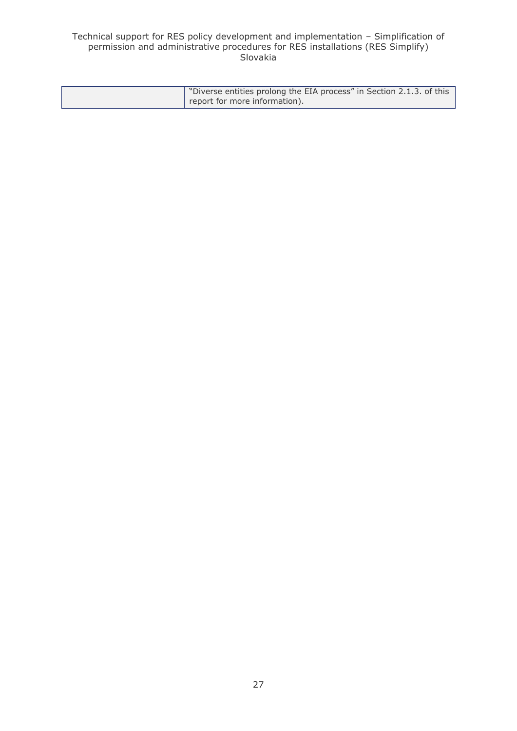| | |
|---|---|
| | "Diverse entities prolong the EIA process" in Section 2.1.3. of this report for more information). |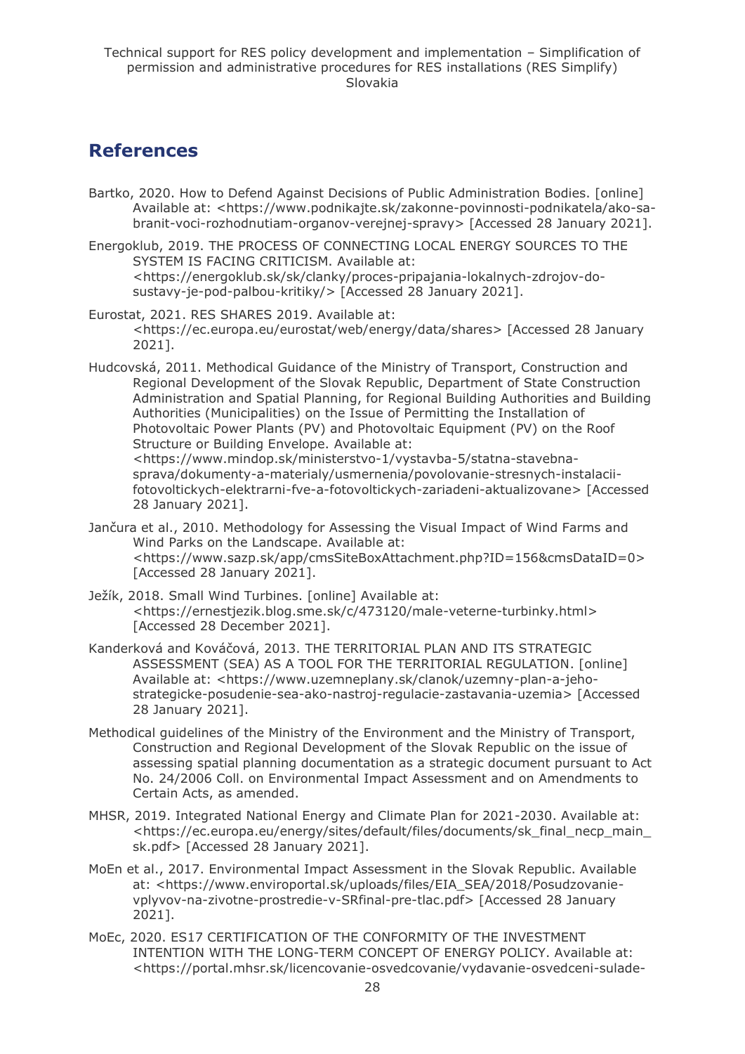# References

Bartko, 2020. How to Defend Against Decisions of Public Administration Bodies. [online] Available at: <https://www.podnikajte.sk/zakonne-povinnosti-podnikatela/ako-sa-branit-voci-rozhodnutiam-organov-verejnej-spravy> [Accessed 28 January 2021].

Energoklub, 2019. THE PROCESS OF CONNECTING LOCAL ENERGY SOURCES TO THE SYSTEM IS FACING CRITICISM. Available at: <https://energoklub.sk/sk/clanky/proces-pripajania-lokalnych-zdrojov-do-sustavy-je-pod-palbou-kritiky/> [Accessed 28 January 2021].

Eurostat, 2021. RES SHARES 2019. Available at: <https://ec.europa.eu/eurostat/web/energy/data/shares> [Accessed 28 January 2021].

Hudcovská, 2011. Methodical Guidance of the Ministry of Transport, Construction and Regional Development of the Slovak Republic, Department of State Construction Administration and Spatial Planning, for Regional Building Authorities and Building Authorities (Municipalities) on the Issue of Permitting the Installation of Photovoltaic Power Plants (PV) and Photovoltaic Equipment (PV) on the Roof Structure or Building Envelope. Available at: <https://www.mindop.sk/ministerstvo-1/vystavba-5/statna-stavebna-sprava/dokumenty-a-materialy/usmernenia/povolovanie-stresnych-instalacii-fotovoltickych-elektrarni-fve-a-fotovoltickych-zariadeni-aktualizovane> [Accessed 28 January 2021].

Jančura et al., 2010. Methodology for Assessing the Visual Impact of Wind Farms and Wind Parks on the Landscape. Available at: <https://www.sazp.sk/app/cmsSiteBoxAttachment.php?ID=156&cmsDataID=0> [Accessed 28 January 2021].

Ježík, 2018. Small Wind Turbines. [online] Available at: <https://ernestjezik.blog.sme.sk/c/473120/male-veterne-turbinky.html> [Accessed 28 December 2021].

Kanderková and Kováčová, 2013. THE TERRITORIAL PLAN AND ITS STRATEGIC ASSESSMENT (SEA) AS A TOOL FOR THE TERRITORIAL REGULATION. [online] Available at: <https://www.uzemneplany.sk/clanok/uzemny-plan-a-jeho-strategicke-posudenie-sea-ako-nastroj-regulacie-zastavania-uzemia> [Accessed 28 January 2021].

Methodical guidelines of the Ministry of the Environment and the Ministry of Transport, Construction and Regional Development of the Slovak Republic on the issue of assessing spatial planning documentation as a strategic document pursuant to Act No. 24/2006 Coll. on Environmental Impact Assessment and on Amendments to Certain Acts, as amended.

MHSR, 2019. Integrated National Energy and Climate Plan for 2021-2030. Available at: <https://ec.europa.eu/energy/sites/default/files/documents/sk_final_necp_main_sk.pdf> [Accessed 28 January 2021].

MoEn et al., 2017. Environmental Impact Assessment in the Slovak Republic. Available at: <https://www.enviroportal.sk/uploads/files/EIA_SEA/2018/Posudzovanie-vplyvov-na-zivotne-prostredie-v-SRfinal-pre-tlac.pdf> [Accessed 28 January 2021].

MoEc, 2020. ES17 CERTIFICATION OF THE CONFORMITY OF THE INVESTMENT INTENTION WITH THE LONG-TERM CONCEPT OF ENERGY POLICY. Available at: <https://portal.mhsr.sk/licencovanie-osvedcovanie/vydavanie-osvedceni-sulade-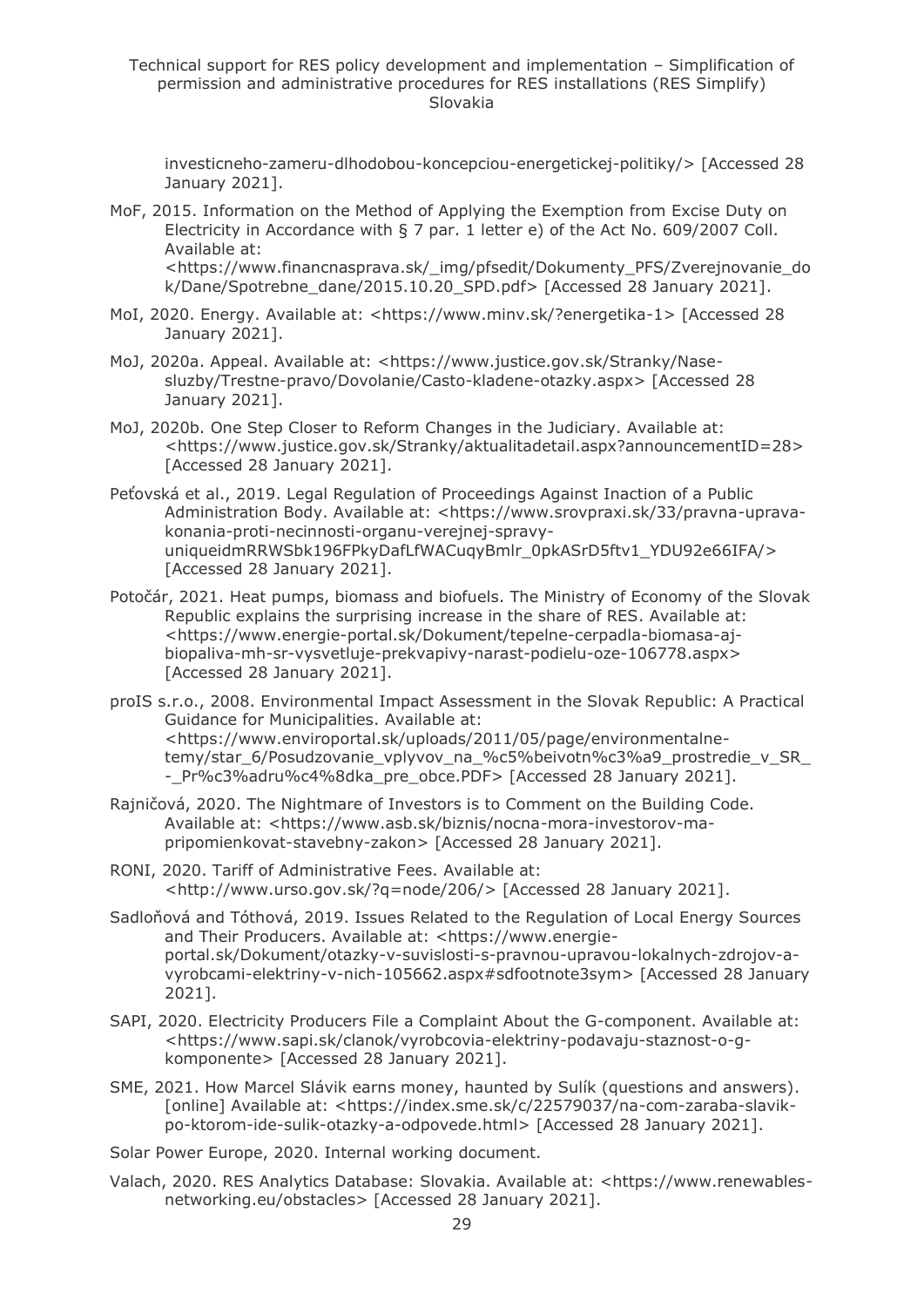investicneho-zameru-dlhodobou-koncepciou-energetickej-politiky/> [Accessed 28 January 2021].

MoF, 2015. Information on the Method of Applying the Exemption from Excise Duty on Electricity in Accordance with § 7 par. 1 letter e) of the Act No. 609/2007 Coll. Available at: <https://www.financnasprava.sk/_img/pfsedit/Dokumenty_PFS/Zverejnovanie_dok/Dane/Spotrebne_dane/2015.10.20_SPD.pdf> [Accessed 28 January 2021].

MoI, 2020. Energy. Available at: <https://www.minv.sk/?energetika-1> [Accessed 28 January 2021].

MoJ, 2020a. Appeal. Available at: <https://www.justice.gov.sk/Stranky/Nase-sluzby/Trestne-pravo/Dovolanie/Casto-kladene-otazky.aspx> [Accessed 28 January 2021].

MoJ, 2020b. One Step Closer to Reform Changes in the Judiciary. Available at: <https://www.justice.gov.sk/Stranky/aktualitadetail.aspx?announcementID=28> [Accessed 28 January 2021].

Peťovská et al., 2019. Legal Regulation of Proceedings Against Inaction of a Public Administration Body. Available at: <https://www.srovpraxi.sk/33/pravna-uprava-konania-proti-necinnosti-organu-verejnej-spravy-uniqueidmRRWSbk196FPkyDafLfWACuqyBmlr_0pkASrD5ftv1_YDU92e66IFA/> [Accessed 28 January 2021].

Potočár, 2021. Heat pumps, biomass and biofuels. The Ministry of Economy of the Slovak Republic explains the surprising increase in the share of RES. Available at: <https://www.energie-portal.sk/Dokument/tepelne-cerpadla-biomasa-aj-biopaliva-mh-sr-vysvetluje-prekvapivy-narast-podielu-oze-106778.aspx> [Accessed 28 January 2021].

proIS s.r.o., 2008. Environmental Impact Assessment in the Slovak Republic: A Practical Guidance for Municipalities. Available at: <https://www.enviroportal.sk/uploads/2011/05/page/environmentalne-temy/star_6/Posudzovanie_vplyvov_na_%c5%beivotn%c3%a9_prostredie_v_SR_-_Pr%c3%adru%c4%8dka_pre_obce.PDF> [Accessed 28 January 2021].

Rajničová, 2020. The Nightmare of Investors is to Comment on the Building Code. Available at: <https://www.asb.sk/biznis/nocna-mora-investorov-ma-pripomienkovat-stavebny-zakon> [Accessed 28 January 2021].

RONI, 2020. Tariff of Administrative Fees. Available at: <http://www.urso.gov.sk/?q=node/206/> [Accessed 28 January 2021].

Sadloňová and Tóthová, 2019. Issues Related to the Regulation of Local Energy Sources and Their Producers. Available at: <https://www.energie-portal.sk/Dokument/otazky-v-suvislosti-s-pravnou-upravou-lokalnych-zdrojov-a-vyrobcami-elektriny-v-nich-105662.aspx#sdfootnote3sym> [Accessed 28 January 2021].

SAPI, 2020. Electricity Producers File a Complaint About the G-component. Available at: <https://www.sapi.sk/clanok/vyrobcovia-elektriny-podavaju-staznost-o-g-komponente> [Accessed 28 January 2021].

SME, 2021. How Marcel Slávik earns money, haunted by Sulík (questions and answers). [online] Available at: <https://index.sme.sk/c/22579037/na-com-zaraba-slavik-po-ktorom-ide-sulik-otazky-a-odpovede.html> [Accessed 28 January 2021].

Solar Power Europe, 2020. Internal working document.

Valach, 2020. RES Analytics Database: Slovakia. Available at: <https://www.renewables-networking.eu/obstacles> [Accessed 28 January 2021].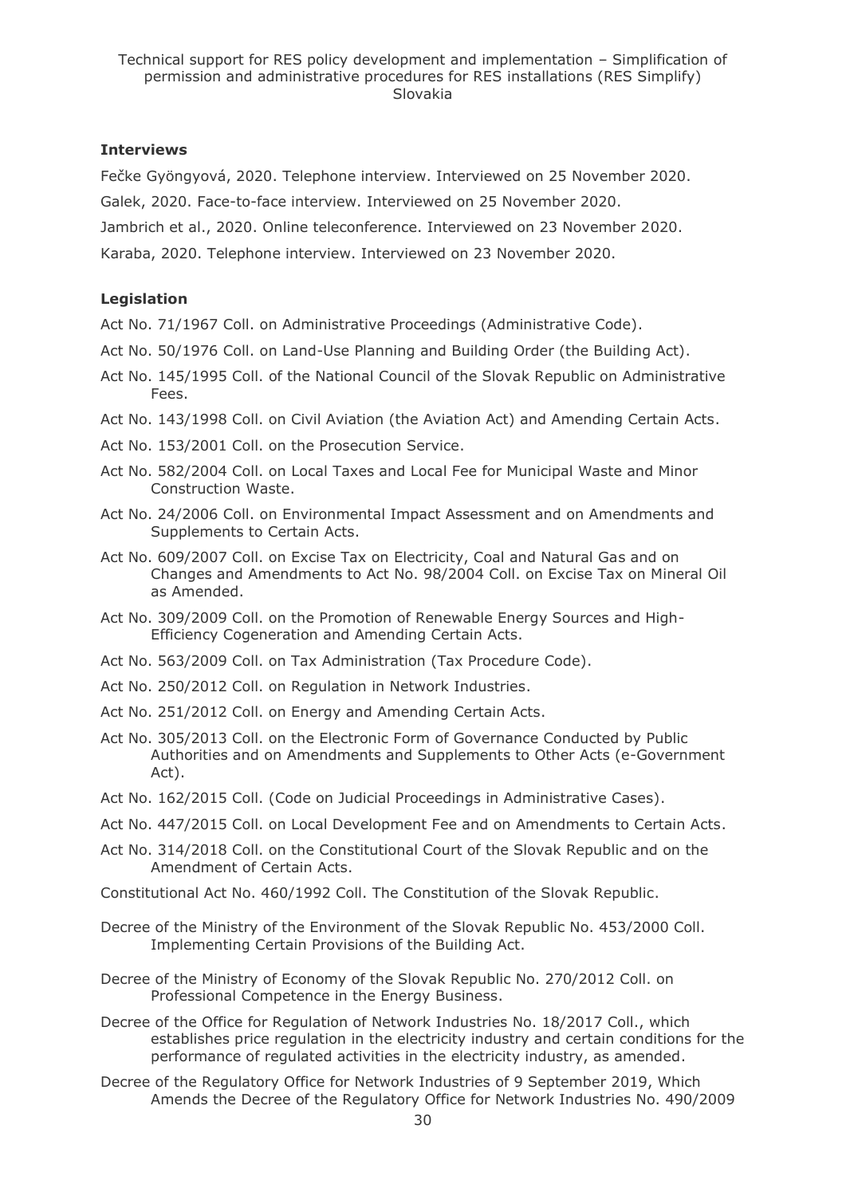**Interviews**

Fečke Gyöngyová, 2020. Telephone interview. Interviewed on 25 November 2020.

Galek, 2020. Face-to-face interview. Interviewed on 25 November 2020.

Jambrich et al., 2020. Online teleconference. Interviewed on 23 November 2020.

Karaba, 2020. Telephone interview. Interviewed on 23 November 2020.

**Legislation**

Act No. 71/1967 Coll. on Administrative Proceedings (Administrative Code).

Act No. 50/1976 Coll. on Land-Use Planning and Building Order (the Building Act).

Act No. 145/1995 Coll. of the National Council of the Slovak Republic on Administrative Fees.

Act No. 143/1998 Coll. on Civil Aviation (the Aviation Act) and Amending Certain Acts.

Act No. 153/2001 Coll. on the Prosecution Service.

Act No. 582/2004 Coll. on Local Taxes and Local Fee for Municipal Waste and Minor Construction Waste.

Act No. 24/2006 Coll. on Environmental Impact Assessment and on Amendments and Supplements to Certain Acts.

Act No. 609/2007 Coll. on Excise Tax on Electricity, Coal and Natural Gas and on Changes and Amendments to Act No. 98/2004 Coll. on Excise Tax on Mineral Oil as Amended.

Act No. 309/2009 Coll. on the Promotion of Renewable Energy Sources and High-Efficiency Cogeneration and Amending Certain Acts.

Act No. 563/2009 Coll. on Tax Administration (Tax Procedure Code).

Act No. 250/2012 Coll. on Regulation in Network Industries.

Act No. 251/2012 Coll. on Energy and Amending Certain Acts.

Act No. 305/2013 Coll. on the Electronic Form of Governance Conducted by Public Authorities and on Amendments and Supplements to Other Acts (e-Government Act).

Act No. 162/2015 Coll. (Code on Judicial Proceedings in Administrative Cases).

Act No. 447/2015 Coll. on Local Development Fee and on Amendments to Certain Acts.

Act No. 314/2018 Coll. on the Constitutional Court of the Slovak Republic and on the Amendment of Certain Acts.

Constitutional Act No. 460/1992 Coll. The Constitution of the Slovak Republic.

Decree of the Ministry of the Environment of the Slovak Republic No. 453/2000 Coll. Implementing Certain Provisions of the Building Act.

Decree of the Ministry of Economy of the Slovak Republic No. 270/2012 Coll. on Professional Competence in the Energy Business.

Decree of the Office for Regulation of Network Industries No. 18/2017 Coll., which establishes price regulation in the electricity industry and certain conditions for the performance of regulated activities in the electricity industry, as amended.

Decree of the Regulatory Office for Network Industries of 9 September 2019, Which Amends the Decree of the Regulatory Office for Network Industries No. 490/2009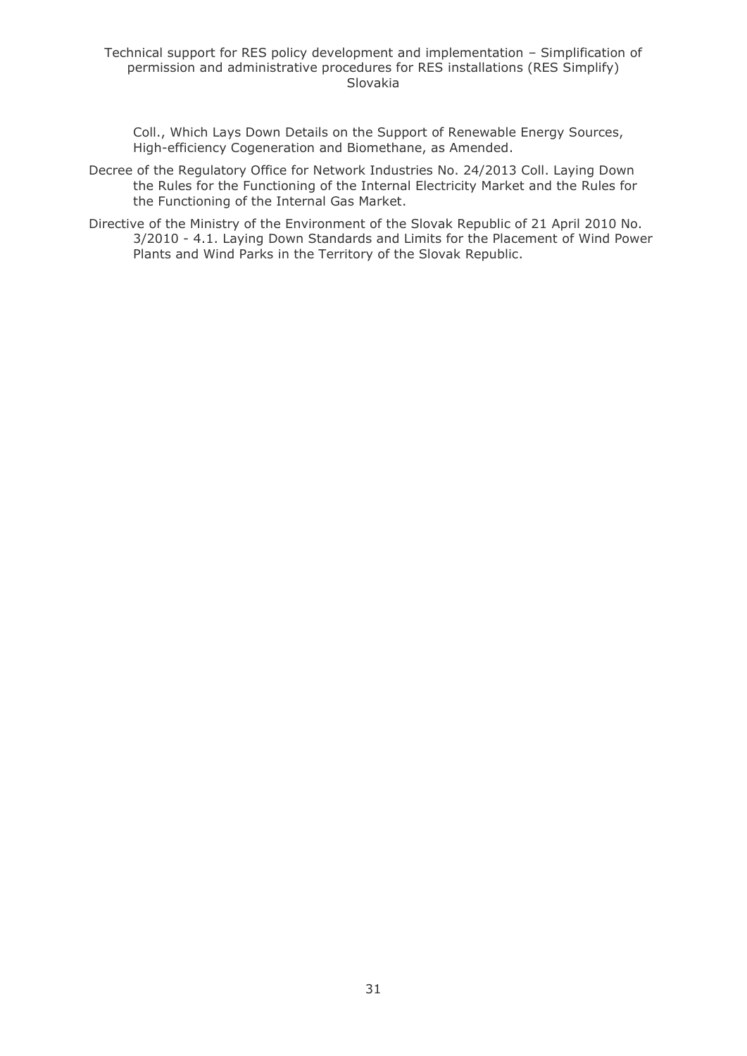Coll., Which Lays Down Details on the Support of Renewable Energy Sources, High-efficiency Cogeneration and Biomethane, as Amended.

Decree of the Regulatory Office for Network Industries No. 24/2013 Coll. Laying Down the Rules for the Functioning of the Internal Electricity Market and the Rules for the Functioning of the Internal Gas Market.

Directive of the Ministry of the Environment of the Slovak Republic of 21 April 2010 No. 3/2010 - 4.1. Laying Down Standards and Limits for the Placement of Wind Power Plants and Wind Parks in the Territory of the Slovak Republic.